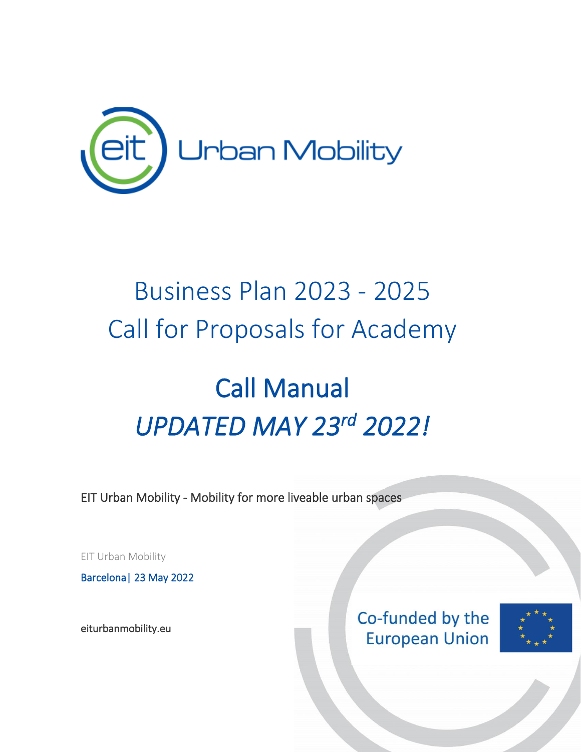# Business Plan 2023 - 2025
# Call for Proposals for Academy

# Call Manual
## *UPDATED MAY 23rd 2022!*

EIT Urban Mobility - Mobility for more liveable urban spaces

EIT Urban Mobility

Barcelona | 23 May 2022

eiturbanmobility.eu

Co-funded by the European Union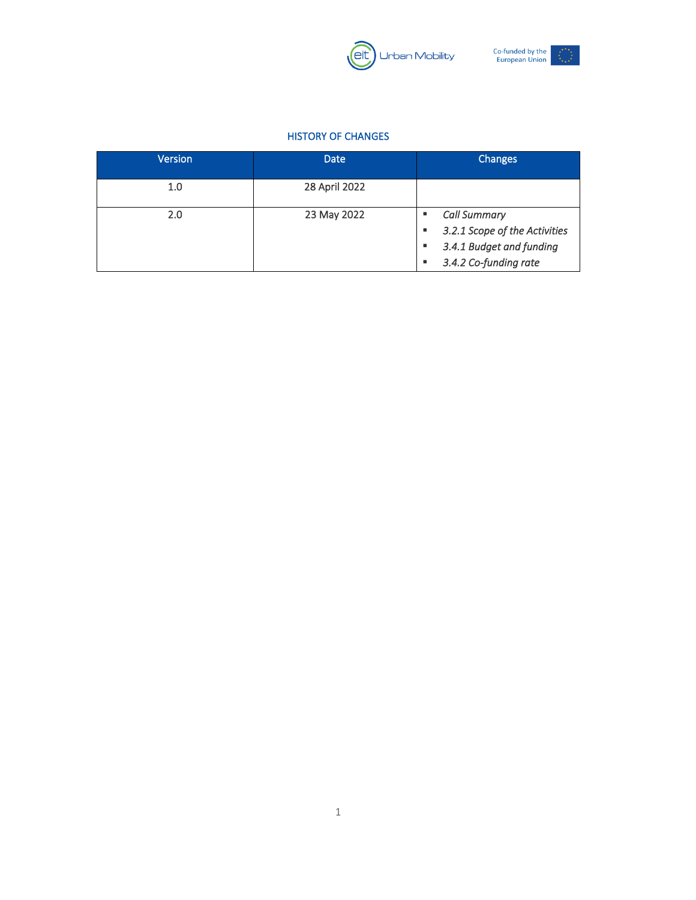## HISTORY OF CHANGES

| Version | Date | Changes |
|---|---|---|
| 1.0 | 28 April 2022 | |
| 2.0 | 23 May 2022 | ▪ *Call Summary*<br>▪ *3.2.1 Scope of the Activities*<br>▪ *3.4.1 Budget and funding*<br>▪ *3.4.2 Co-funding rate* |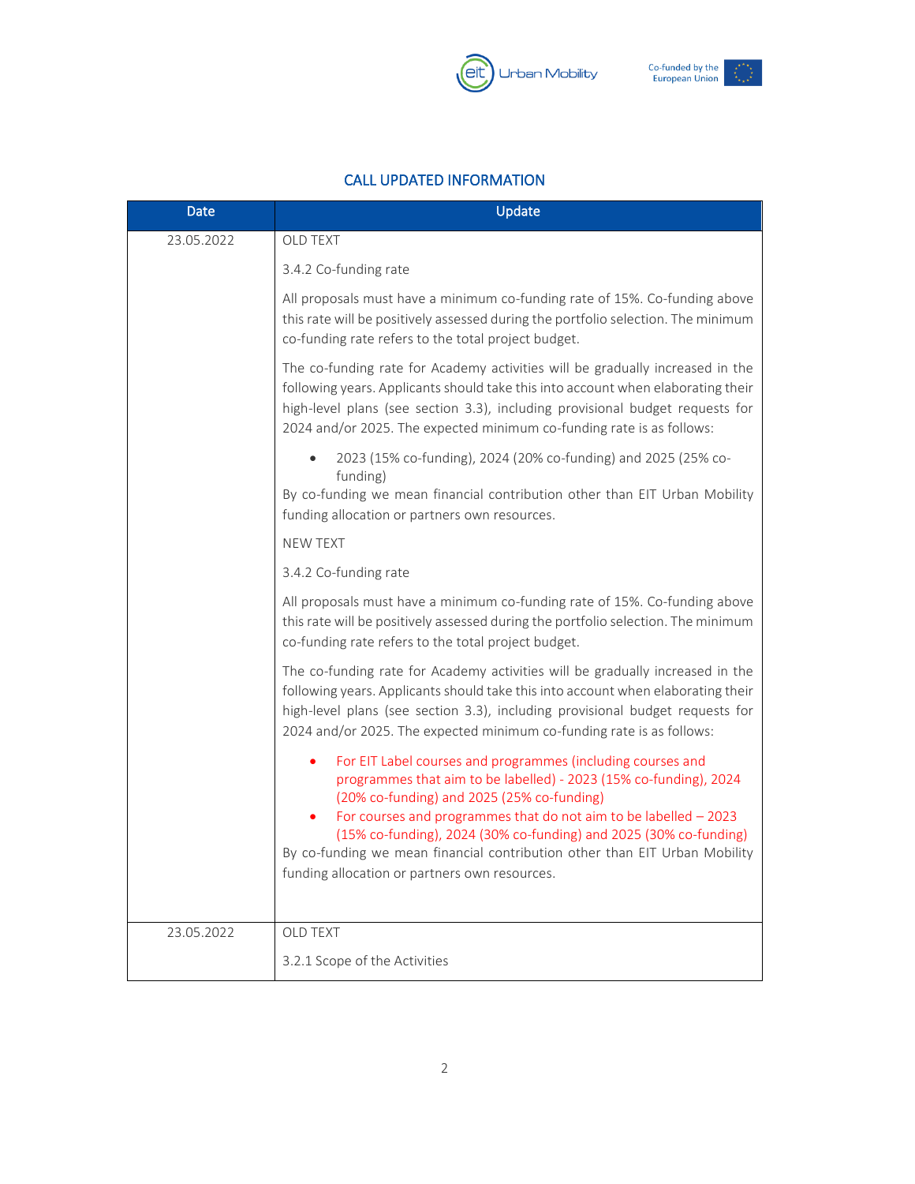## CALL UPDATED INFORMATION

| Date | Update |
|---|---|
| 23.05.2022 | OLD TEXT<br><br>3.4.2 Co-funding rate<br><br>All proposals must have a minimum co-funding rate of 15%. Co-funding above this rate will be positively assessed during the portfolio selection. The minimum co-funding rate refers to the total project budget.<br><br>The co-funding rate for Academy activities will be gradually increased in the following years. Applicants should take this into account when elaborating their high-level plans (see section 3.3), including provisional budget requests for 2024 and/or 2025. The expected minimum co-funding rate is as follows:<br><br>• 2023 (15% co-funding), 2024 (20% co-funding) and 2025 (25% co-funding)<br><br>By co-funding we mean financial contribution other than EIT Urban Mobility funding allocation or partners own resources.<br><br>NEW TEXT<br><br>3.4.2 Co-funding rate<br><br>All proposals must have a minimum co-funding rate of 15%. Co-funding above this rate will be positively assessed during the portfolio selection. The minimum co-funding rate refers to the total project budget.<br><br>The co-funding rate for Academy activities will be gradually increased in the following years. Applicants should take this into account when elaborating their high-level plans (see section 3.3), including provisional budget requests for 2024 and/or 2025. The expected minimum co-funding rate is as follows:<br><br>• For EIT Label courses and programmes (including courses and programmes that aim to be labelled) - 2023 (15% co-funding), 2024 (20% co-funding) and 2025 (25% co-funding)<br>• For courses and programmes that do not aim to be labelled – 2023 (15% co-funding), 2024 (30% co-funding) and 2025 (30% co-funding)<br><br>By co-funding we mean financial contribution other than EIT Urban Mobility funding allocation or partners own resources. |
| 23.05.2022 | OLD TEXT<br><br>3.2.1 Scope of the Activities |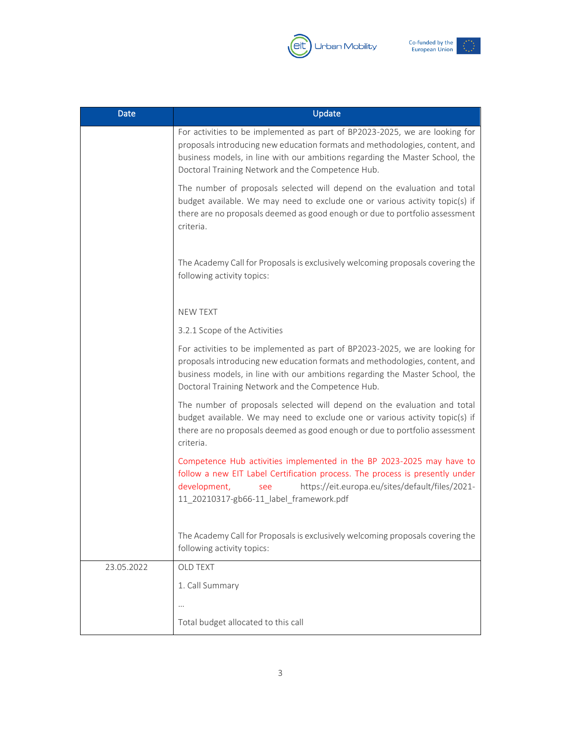| Date | Update |
| --- | --- |
| | For activities to be implemented as part of BP2023-2025, we are looking for proposals introducing new education formats and methodologies, content, and business models, in line with our ambitions regarding the Master School, the Doctoral Training Network and the Competence Hub.<br><br>The number of proposals selected will depend on the evaluation and total budget available. We may need to exclude one or various activity topic(s) if there are no proposals deemed as good enough or due to portfolio assessment criteria.<br><br>The Academy Call for Proposals is exclusively welcoming proposals covering the following activity topics:<br><br>NEW TEXT<br><br>3.2.1 Scope of the Activities<br><br>For activities to be implemented as part of BP2023-2025, we are looking for proposals introducing new education formats and methodologies, content, and business models, in line with our ambitions regarding the Master School, the Doctoral Training Network and the Competence Hub.<br><br>The number of proposals selected will depend on the evaluation and total budget available. We may need to exclude one or various activity topic(s) if there are no proposals deemed as good enough or due to portfolio assessment criteria.<br><br>Competence Hub activities implemented in the BP 2023-2025 may have to follow a new EIT Label Certification process. The process is presently under development, see https://eit.europa.eu/sites/default/files/2021-11_20210317-gb66-11_label_framework.pdf<br><br>The Academy Call for Proposals is exclusively welcoming proposals covering the following activity topics: |
| 23.05.2022 | OLD TEXT<br><br>1. Call Summary<br><br>…<br><br>Total budget allocated to this call |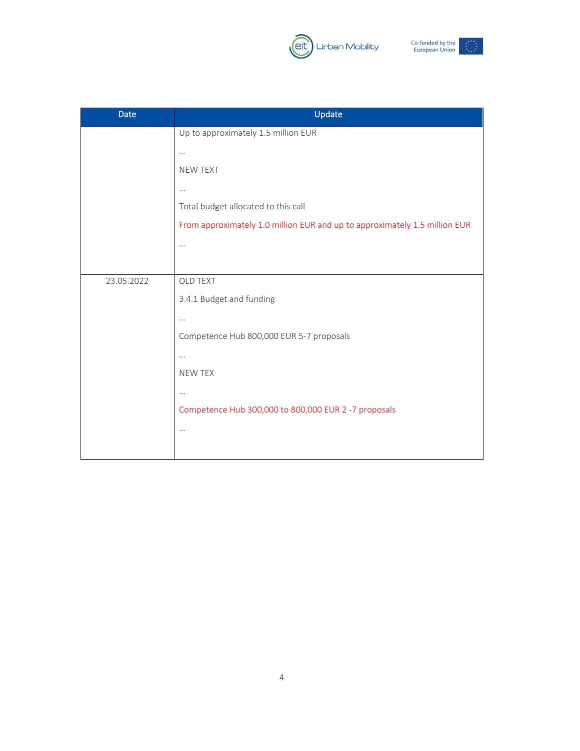| Date | Update |
| --- | --- |
| | Up to approximately 1.5 million EUR<br><br>…<br><br>NEW TEXT<br><br>…<br><br>Total budget allocated to this call<br><br>From approximately 1.0 million EUR and up to approximately 1.5 million EUR<br><br>… |
| 23.05.2022 | OLD TEXT<br><br>3.4.1 Budget and funding<br><br>…<br><br>Competence Hub 800,000 EUR 5-7 proposals<br><br>…<br><br>NEW TEX<br><br>…<br><br>Competence Hub 300,000 to 800,000 EUR 2 -7 proposals<br><br>… |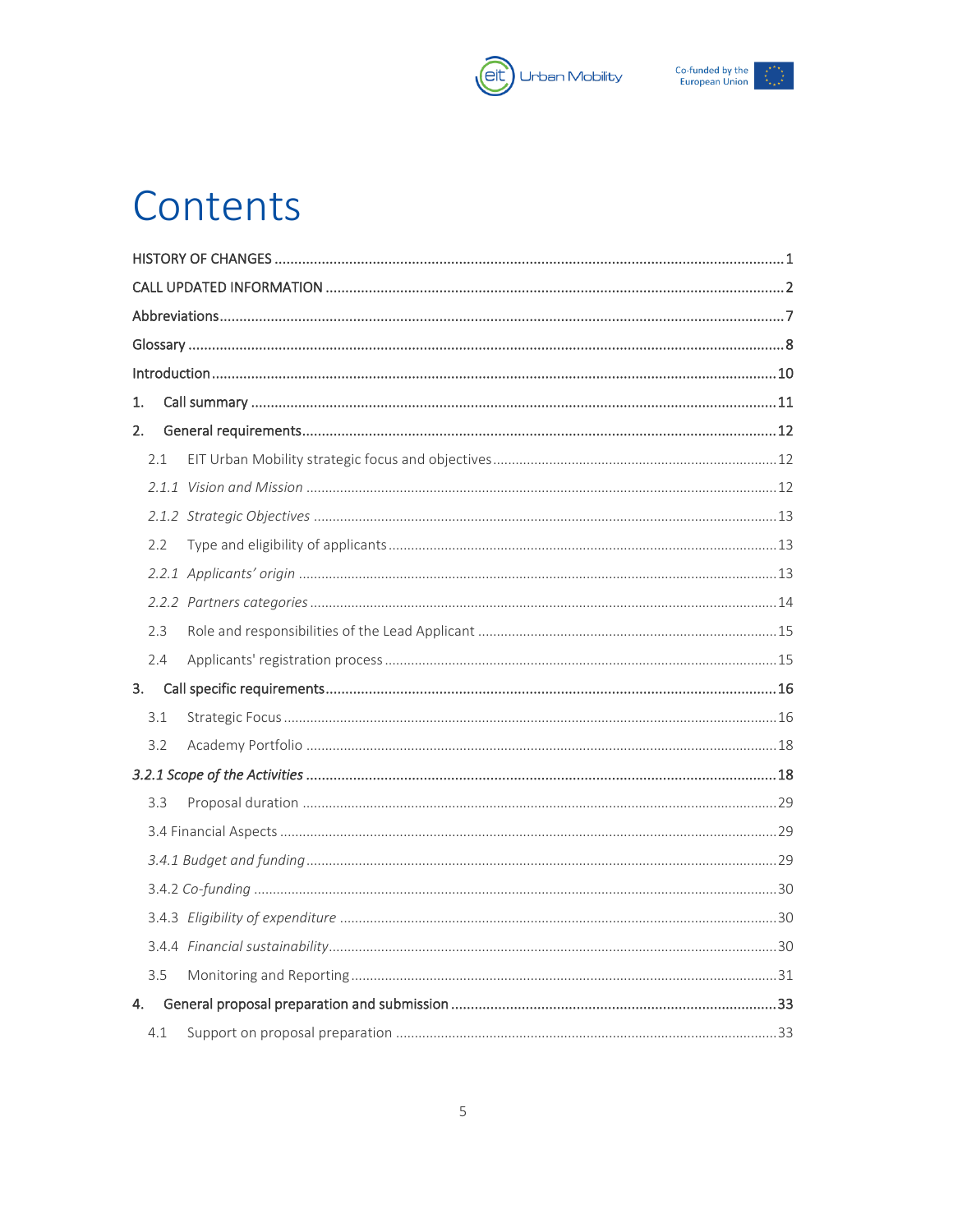# Contents

HISTORY OF CHANGES ..................................................................................................................... 1

CALL UPDATED INFORMATION ........................................................................................................ 2

Abbreviations .................................................................................................................................. 7

Glossary ........................................................................................................................................... 8

Introduction .................................................................................................................................... 10

1. Call summary .............................................................................................................................. 11

2. General requirements ................................................................................................................. 12

2.1 EIT Urban Mobility strategic focus and objectives ................................................................. 12

*2.1.1 Vision and Mission* ........................................................................................................... 12

*2.1.2 Strategic Objectives* ......................................................................................................... 13

2.2 Type and eligibility of applicants ............................................................................................ 13

*2.2.1 Applicants' origin* .............................................................................................................. 13

*2.2.2 Partners categories* .......................................................................................................... 14

2.3 Role and responsibilities of the Lead Applicant ..................................................................... 15

2.4 Applicants' registration process ............................................................................................. 15

3. Call specific requirements .......................................................................................................... 16

3.1 Strategic Focus ....................................................................................................................... 16

3.2 Academy Portfolio .................................................................................................................. 18

*3.2.1 Scope of the Activities* ...................................................................................................... 18

3.3 Proposal duration ................................................................................................................... 29

3.4 Financial Aspects .................................................................................................................... 29

*3.4.1 Budget and funding* .......................................................................................................... 29

3.4.2 *Co-funding* ........................................................................................................................ 30

3.4.3 *Eligibility of expenditure* .................................................................................................. 30

3.4.4 *Financial sustainability* ..................................................................................................... 30

3.5 Monitoring and Reporting ...................................................................................................... 31

4. General proposal preparation and submission .......................................................................... 33

4.1 Support on proposal preparation ........................................................................................... 33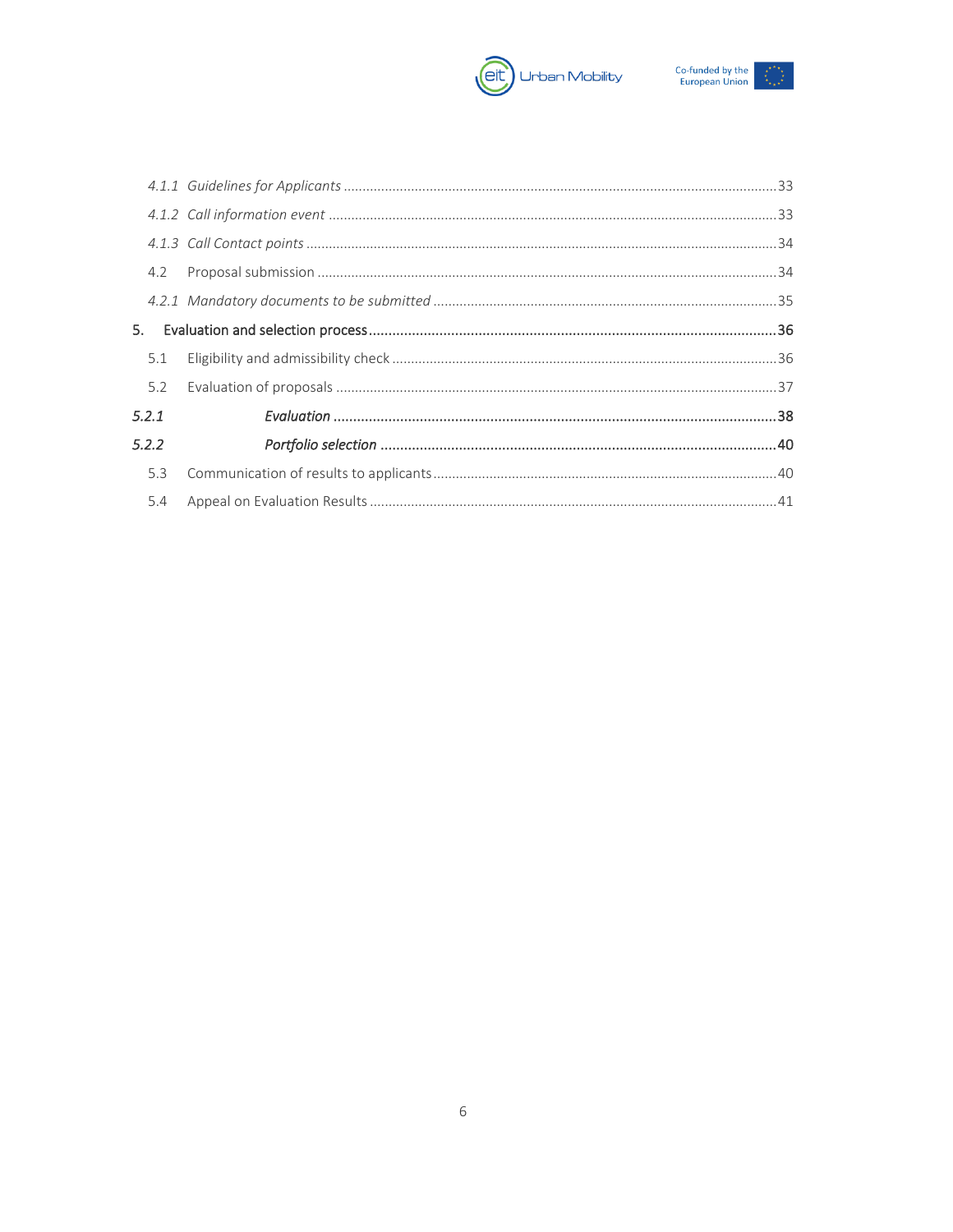*4.1.1 Guidelines for Applicants* ........................................................ 33

*4.1.2 Call information event* ........................................................ 33

*4.1.3 Call Contact points* ........................................................ 34

4.2 Proposal submission ........................................................ 34

*4.2.1 Mandatory documents to be submitted* ........................................................ 35

**5. Evaluation and selection process** ........................................................ **36**

5.1 Eligibility and admissibility check ........................................................ 36

5.2 Evaluation of proposals ........................................................ 37

***5.2.1 Evaluation*** ........................................................ **38**

***5.2.2 Portfolio selection*** ........................................................ **40**

5.3 Communication of results to applicants ........................................................ 40

5.4 Appeal on Evaluation Results ........................................................ 41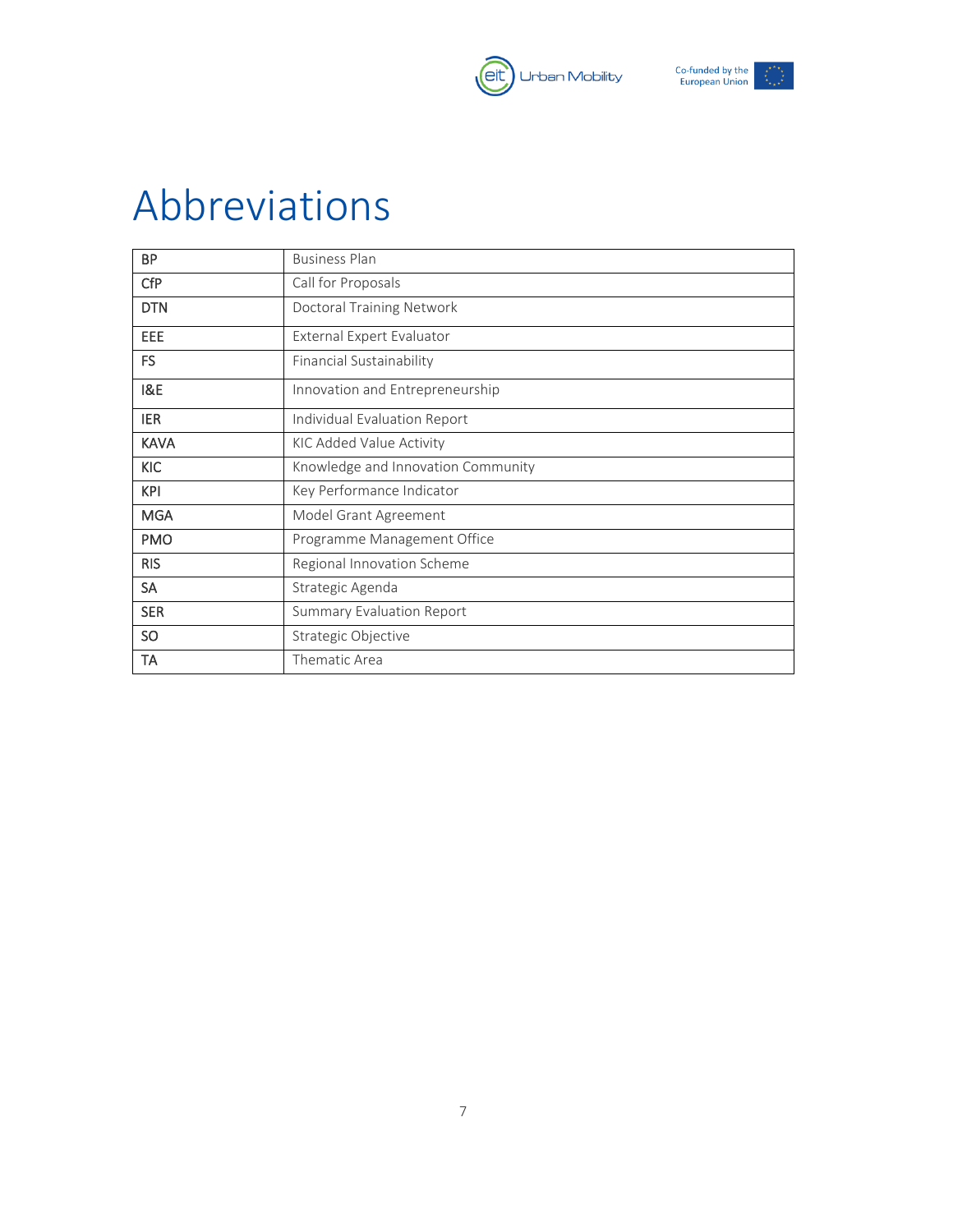# Abbreviations

| | |
|---|---|
| BP | Business Plan |
| CfP | Call for Proposals |
| DTN | Doctoral Training Network |
| EEE | External Expert Evaluator |
| FS | Financial Sustainability |
| I&E | Innovation and Entrepreneurship |
| IER | Individual Evaluation Report |
| KAVA | KIC Added Value Activity |
| KIC | Knowledge and Innovation Community |
| KPI | Key Performance Indicator |
| MGA | Model Grant Agreement |
| PMO | Programme Management Office |
| RIS | Regional Innovation Scheme |
| SA | Strategic Agenda |
| SER | Summary Evaluation Report |
| SO | Strategic Objective |
| TA | Thematic Area |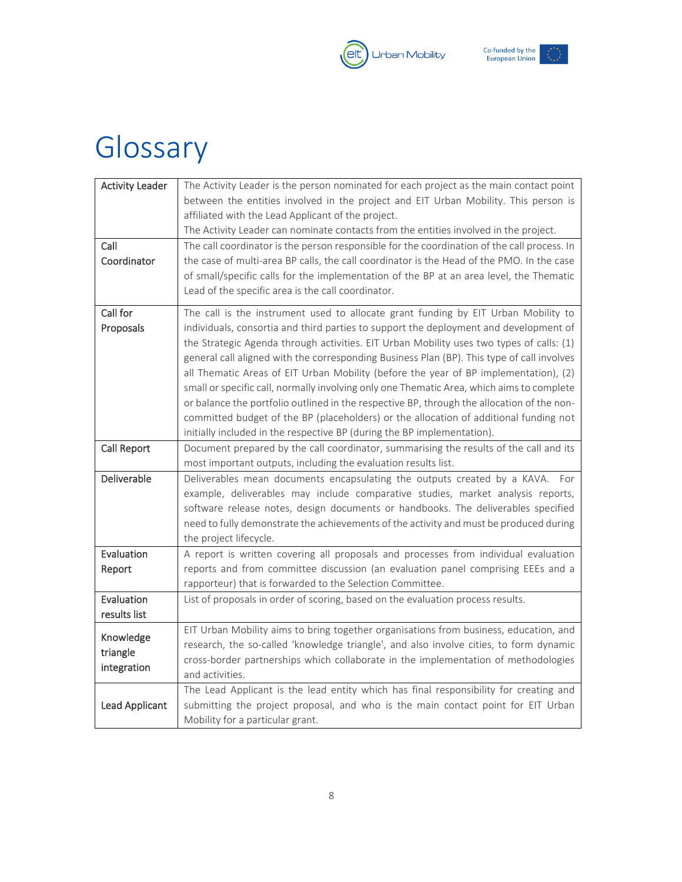# Glossary

| | |
|---|---|
| **Activity Leader** | The Activity Leader is the person nominated for each project as the main contact point between the entities involved in the project and EIT Urban Mobility. This person is affiliated with the Lead Applicant of the project.<br>The Activity Leader can nominate contacts from the entities involved in the project. |
| **Call Coordinator** | The call coordinator is the person responsible for the coordination of the call process. In the case of multi-area BP calls, the call coordinator is the Head of the PMO. In the case of small/specific calls for the implementation of the BP at an area level, the Thematic Lead of the specific area is the call coordinator. |
| **Call for Proposals** | The call is the instrument used to allocate grant funding by EIT Urban Mobility to individuals, consortia and third parties to support the deployment and development of the Strategic Agenda through activities. EIT Urban Mobility uses two types of calls: (1) general call aligned with the corresponding Business Plan (BP). This type of call involves all Thematic Areas of EIT Urban Mobility (before the year of BP implementation), (2) small or specific call, normally involving only one Thematic Area, which aims to complete or balance the portfolio outlined in the respective BP, through the allocation of the non-committed budget of the BP (placeholders) or the allocation of additional funding not initially included in the respective BP (during the BP implementation). |
| **Call Report** | Document prepared by the call coordinator, summarising the results of the call and its most important outputs, including the evaluation results list. |
| **Deliverable** | Deliverables mean documents encapsulating the outputs created by a KAVA. For example, deliverables may include comparative studies, market analysis reports, software release notes, design documents or handbooks. The deliverables specified need to fully demonstrate the achievements of the activity and must be produced during the project lifecycle. |
| **Evaluation Report** | A report is written covering all proposals and processes from individual evaluation reports and from committee discussion (an evaluation panel comprising EEEs and a rapporteur) that is forwarded to the Selection Committee. |
| **Evaluation results list** | List of proposals in order of scoring, based on the evaluation process results. |
| **Knowledge triangle integration** | EIT Urban Mobility aims to bring together organisations from business, education, and research, the so-called 'knowledge triangle', and also involve cities, to form dynamic cross-border partnerships which collaborate in the implementation of methodologies and activities. |
| **Lead Applicant** | The Lead Applicant is the lead entity which has final responsibility for creating and submitting the project proposal, and who is the main contact point for EIT Urban Mobility for a particular grant. |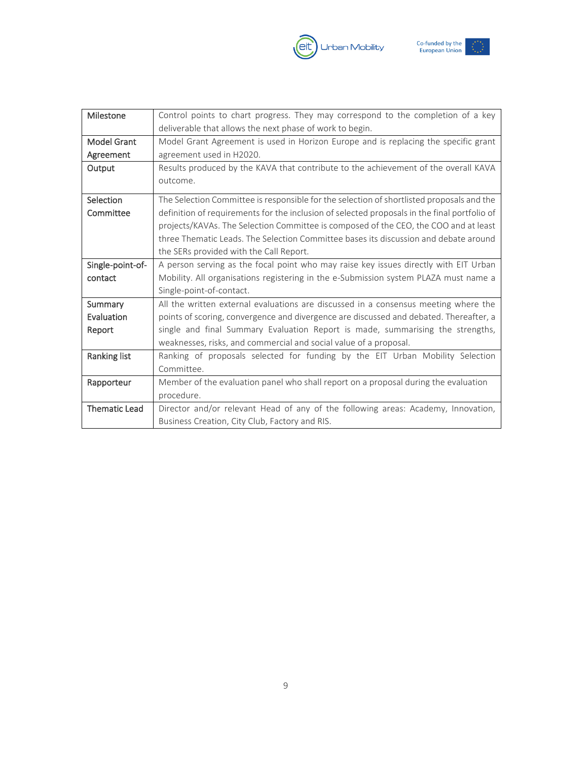| Milestone | Control points to chart progress. They may correspond to the completion of a key deliverable that allows the next phase of work to begin. |
|---|---|
| Model Grant Agreement | Model Grant Agreement is used in Horizon Europe and is replacing the specific grant agreement used in H2020. |
| Output | Results produced by the KAVA that contribute to the achievement of the overall KAVA outcome. |
| Selection Committee | The Selection Committee is responsible for the selection of shortlisted proposals and the definition of requirements for the inclusion of selected proposals in the final portfolio of projects/KAVAs. The Selection Committee is composed of the CEO, the COO and at least three Thematic Leads. The Selection Committee bases its discussion and debate around the SERs provided with the Call Report. |
| Single-point-of-contact | A person serving as the focal point who may raise key issues directly with EIT Urban Mobility. All organisations registering in the e-Submission system PLAZA must name a Single-point-of-contact. |
| Summary Evaluation Report | All the written external evaluations are discussed in a consensus meeting where the points of scoring, convergence and divergence are discussed and debated. Thereafter, a single and final Summary Evaluation Report is made, summarising the strengths, weaknesses, risks, and commercial and social value of a proposal. |
| Ranking list | Ranking of proposals selected for funding by the EIT Urban Mobility Selection Committee. |
| Rapporteur | Member of the evaluation panel who shall report on a proposal during the evaluation procedure. |
| Thematic Lead | Director and/or relevant Head of any of the following areas: Academy, Innovation, Business Creation, City Club, Factory and RIS. |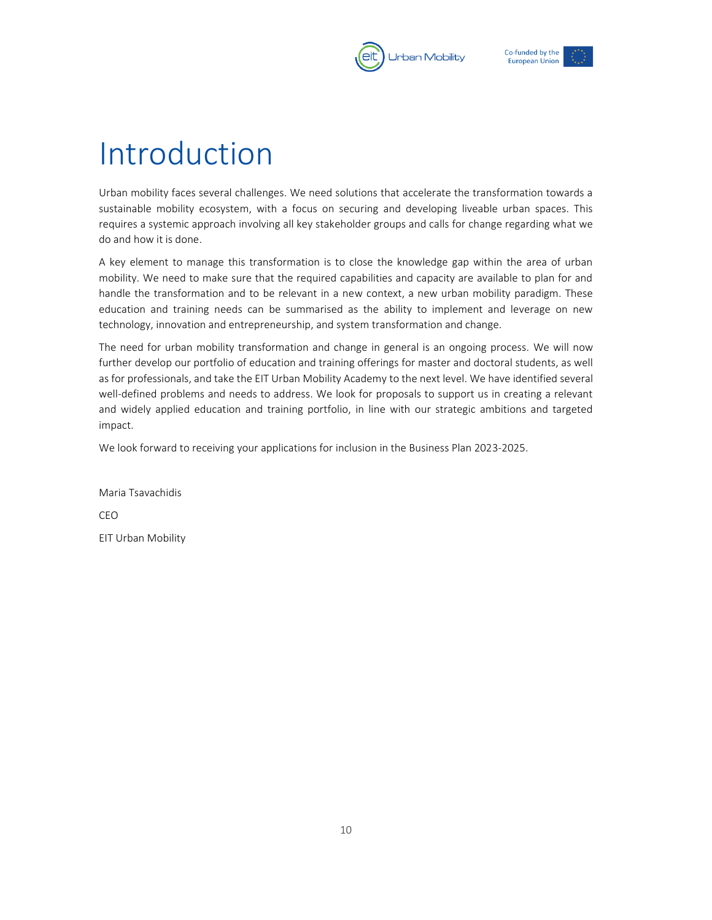# Introduction

Urban mobility faces several challenges. We need solutions that accelerate the transformation towards a sustainable mobility ecosystem, with a focus on securing and developing liveable urban spaces. This requires a systemic approach involving all key stakeholder groups and calls for change regarding what we do and how it is done.

A key element to manage this transformation is to close the knowledge gap within the area of urban mobility. We need to make sure that the required capabilities and capacity are available to plan for and handle the transformation and to be relevant in a new context, a new urban mobility paradigm. These education and training needs can be summarised as the ability to implement and leverage on new technology, innovation and entrepreneurship, and system transformation and change.

The need for urban mobility transformation and change in general is an ongoing process. We will now further develop our portfolio of education and training offerings for master and doctoral students, as well as for professionals, and take the EIT Urban Mobility Academy to the next level. We have identified several well-defined problems and needs to address. We look for proposals to support us in creating a relevant and widely applied education and training portfolio, in line with our strategic ambitions and targeted impact.

We look forward to receiving your applications for inclusion in the Business Plan 2023-2025.

Maria Tsavachidis

CEO

EIT Urban Mobility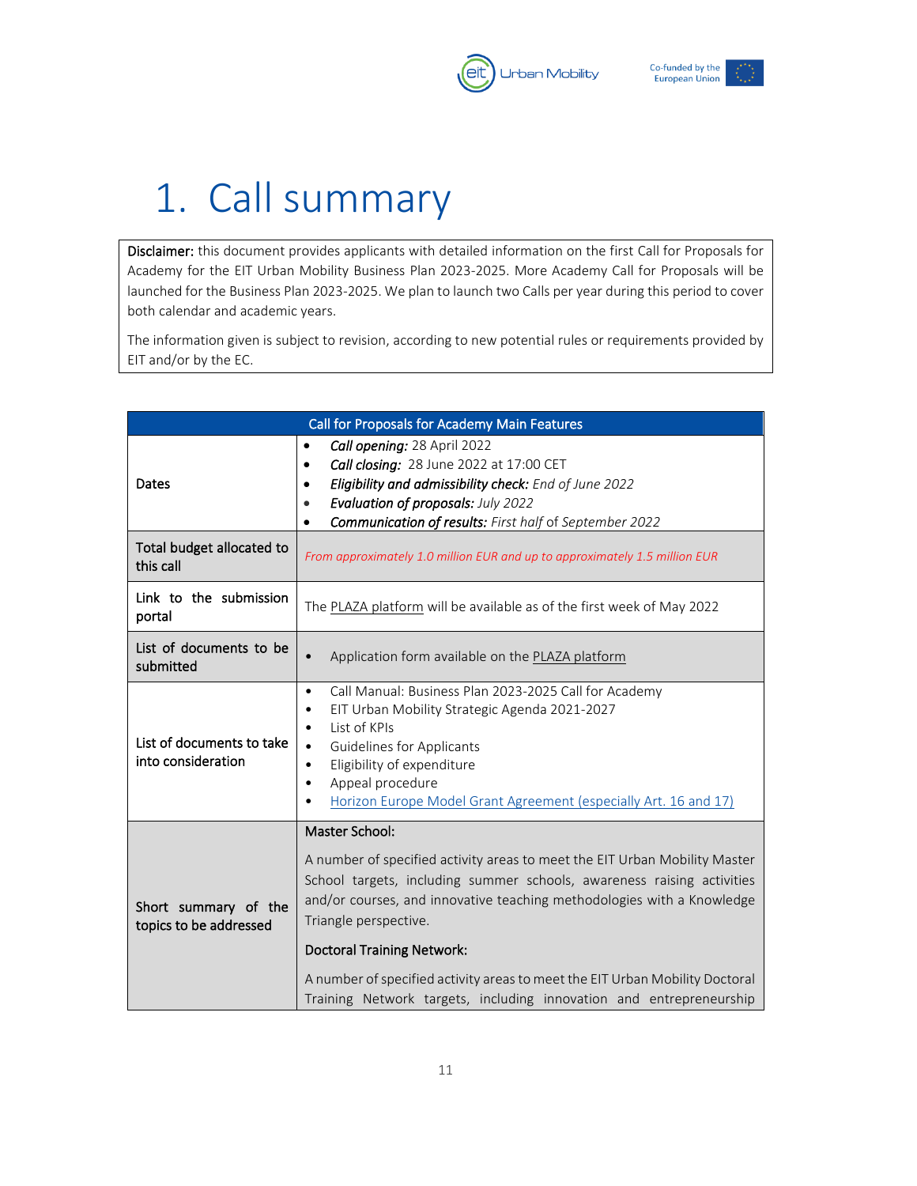# 1. Call summary

**Disclaimer:** this document provides applicants with detailed information on the first Call for Proposals for Academy for the EIT Urban Mobility Business Plan 2023-2025. More Academy Call for Proposals will be launched for the Business Plan 2023-2025. We plan to launch two Calls per year during this period to cover both calendar and academic years.

The information given is subject to revision, according to new potential rules or requirements provided by EIT and/or by the EC.

| Call for Proposals for Academy Main Features | |
|---|---|
| Dates | • ***Call opening:*** 28 April 2022<br>• ***Call closing:*** 28 June 2022 at 17:00 CET<br>• ***Eligibility and admissibility check:*** *End of June 2022*<br>• ***Evaluation of proposals:*** *July 2022*<br>• ***Communication of results:*** *First half* of *September 2022* |
| Total budget allocated to this call | *From approximately 1.0 million EUR and up to approximately 1.5 million EUR* |
| Link to the submission portal | The PLAZA platform will be available as of the first week of May 2022 |
| List of documents to be submitted | • Application form available on the PLAZA platform |
| List of documents to take into consideration | • Call Manual: Business Plan 2023-2025 Call for Academy<br>• EIT Urban Mobility Strategic Agenda 2021-2027<br>• List of KPIs<br>• Guidelines for Applicants<br>• Eligibility of expenditure<br>• Appeal procedure<br>• Horizon Europe Model Grant Agreement (especially Art. 16 and 17) |
| Short summary of the topics to be addressed | **Master School:**<br><br>A number of specified activity areas to meet the EIT Urban Mobility Master School targets, including summer schools, awareness raising activities and/or courses, and innovative teaching methodologies with a Knowledge Triangle perspective.<br><br>**Doctoral Training Network:**<br><br>A number of specified activity areas to meet the EIT Urban Mobility Doctoral Training Network targets, including innovation and entrepreneurship |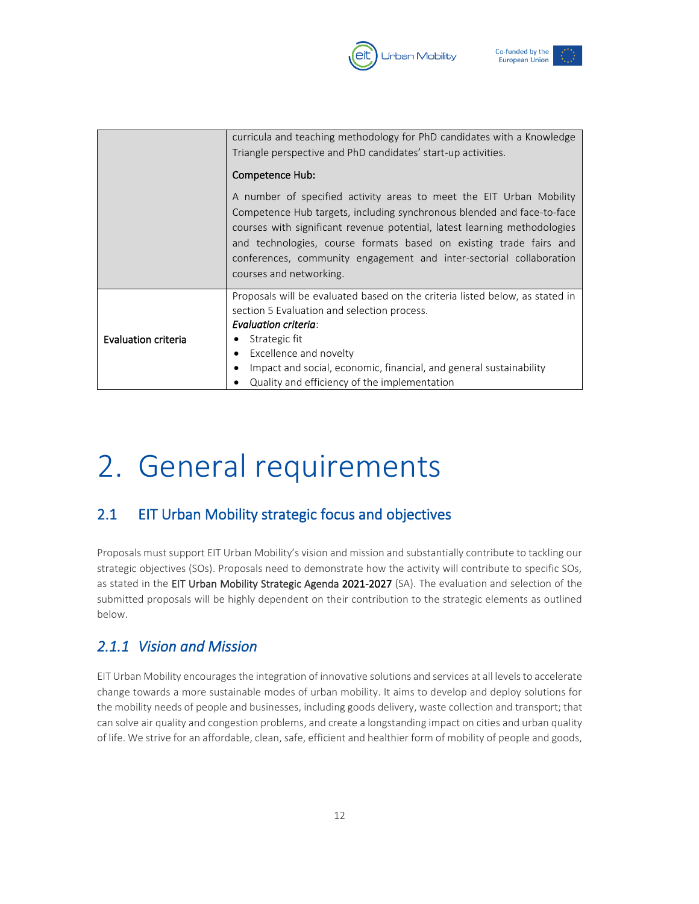| | |
|---|---|
| | curricula and teaching methodology for PhD candidates with a Knowledge Triangle perspective and PhD candidates' start-up activities.<br><br>**Competence Hub:**<br><br>A number of specified activity areas to meet the EIT Urban Mobility Competence Hub targets, including synchronous blended and face-to-face courses with significant revenue potential, latest learning methodologies and technologies, course formats based on existing trade fairs and conferences, community engagement and inter-sectorial collaboration courses and networking. |
| **Evaluation criteria** | Proposals will be evaluated based on the criteria listed below, as stated in section 5 Evaluation and selection process.<br>***Evaluation criteria***:<br>• Strategic fit<br>• Excellence and novelty<br>• Impact and social, economic, financial, and general sustainability<br>• Quality and efficiency of the implementation |

# 2. General requirements

## 2.1 EIT Urban Mobility strategic focus and objectives

Proposals must support EIT Urban Mobility's vision and mission and substantially contribute to tackling our strategic objectives (SOs). Proposals need to demonstrate how the activity will contribute to specific SOs, as stated in the EIT Urban Mobility Strategic Agenda 2021-2027 (SA). The evaluation and selection of the submitted proposals will be highly dependent on their contribution to the strategic elements as outlined below.

### *2.1.1 Vision and Mission*

EIT Urban Mobility encourages the integration of innovative solutions and services at all levels to accelerate change towards a more sustainable modes of urban mobility. It aims to develop and deploy solutions for the mobility needs of people and businesses, including goods delivery, waste collection and transport; that can solve air quality and congestion problems, and create a longstanding impact on cities and urban quality of life. We strive for an affordable, clean, safe, efficient and healthier form of mobility of people and goods,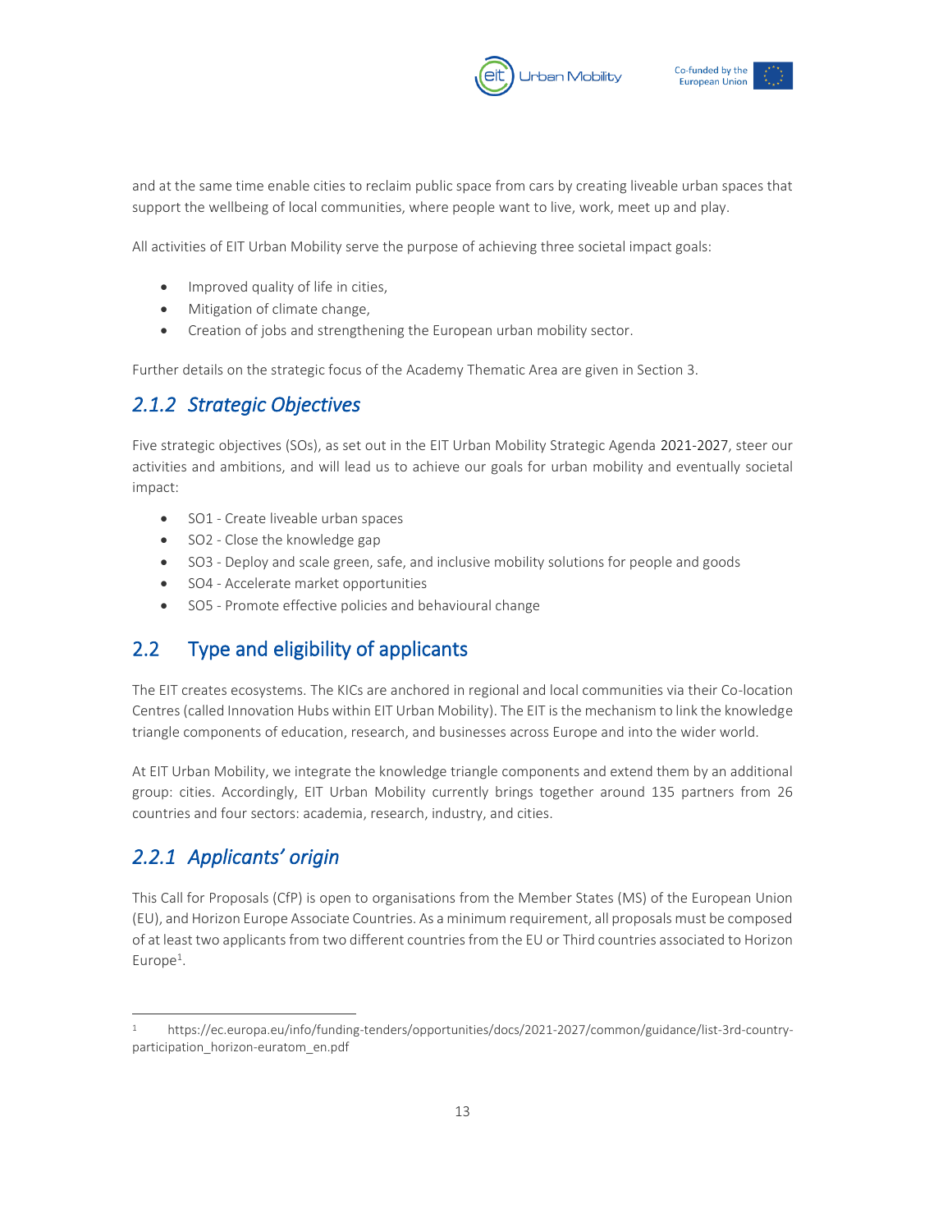and at the same time enable cities to reclaim public space from cars by creating liveable urban spaces that support the wellbeing of local communities, where people want to live, work, meet up and play.

All activities of EIT Urban Mobility serve the purpose of achieving three societal impact goals:

- Improved quality of life in cities,
- Mitigation of climate change,
- Creation of jobs and strengthening the European urban mobility sector.

Further details on the strategic focus of the Academy Thematic Area are given in Section 3.

### 2.1.2 Strategic Objectives

Five strategic objectives (SOs), as set out in the EIT Urban Mobility Strategic Agenda 2021-2027, steer our activities and ambitions, and will lead us to achieve our goals for urban mobility and eventually societal impact:

- SO1 - Create liveable urban spaces
- SO2 - Close the knowledge gap
- SO3 - Deploy and scale green, safe, and inclusive mobility solutions for people and goods
- SO4 - Accelerate market opportunities
- SO5 - Promote effective policies and behavioural change

## 2.2 Type and eligibility of applicants

The EIT creates ecosystems. The KICs are anchored in regional and local communities via their Co-location Centres (called Innovation Hubs within EIT Urban Mobility). The EIT is the mechanism to link the knowledge triangle components of education, research, and businesses across Europe and into the wider world.

At EIT Urban Mobility, we integrate the knowledge triangle components and extend them by an additional group: cities. Accordingly, EIT Urban Mobility currently brings together around 135 partners from 26 countries and four sectors: academia, research, industry, and cities.

### 2.2.1 Applicants' origin

This Call for Proposals (CfP) is open to organisations from the Member States (MS) of the European Union (EU), and Horizon Europe Associate Countries. As a minimum requirement, all proposals must be composed of at least two applicants from two different countries from the EU or Third countries associated to Horizon Europe[1].

[1] https://ec.europa.eu/info/funding-tenders/opportunities/docs/2021-2027/common/guidance/list-3rd-country-participation_horizon-euratom_en.pdf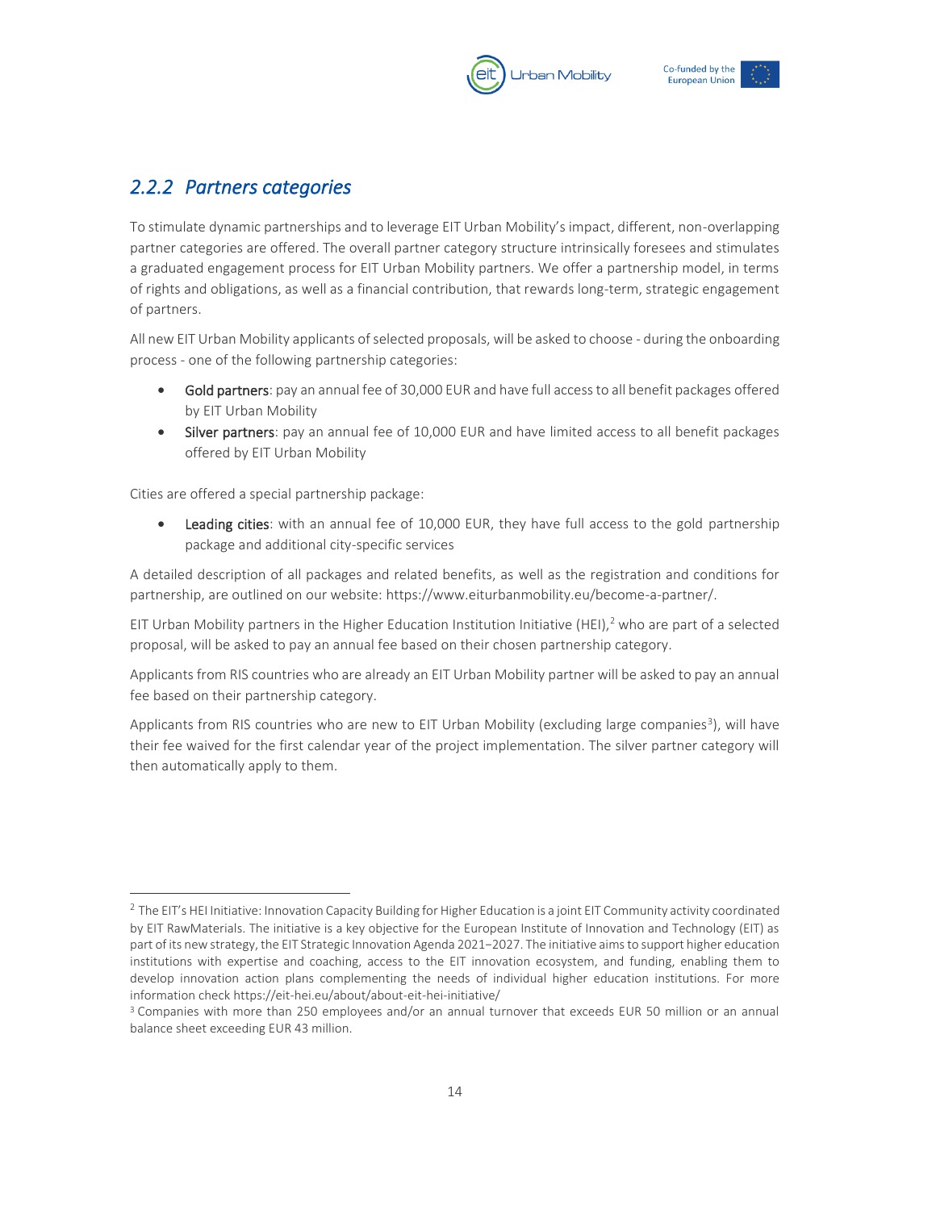### 2.2.2 *Partners categories*

To stimulate dynamic partnerships and to leverage EIT Urban Mobility's impact, different, non-overlapping partner categories are offered. The overall partner category structure intrinsically foresees and stimulates a graduated engagement process for EIT Urban Mobility partners. We offer a partnership model, in terms of rights and obligations, as well as a financial contribution, that rewards long-term, strategic engagement of partners.

All new EIT Urban Mobility applicants of selected proposals, will be asked to choose - during the onboarding process - one of the following partnership categories:

- Gold partners: pay an annual fee of 30,000 EUR and have full access to all benefit packages offered by EIT Urban Mobility
- Silver partners: pay an annual fee of 10,000 EUR and have limited access to all benefit packages offered by EIT Urban Mobility

Cities are offered a special partnership package:

- Leading cities: with an annual fee of 10,000 EUR, they have full access to the gold partnership package and additional city-specific services

A detailed description of all packages and related benefits, as well as the registration and conditions for partnership, are outlined on our website: https://www.eiturbanmobility.eu/become-a-partner/.

EIT Urban Mobility partners in the Higher Education Institution Initiative (HEI),[2] who are part of a selected proposal, will be asked to pay an annual fee based on their chosen partnership category.

Applicants from RIS countries who are already an EIT Urban Mobility partner will be asked to pay an annual fee based on their partnership category.

Applicants from RIS countries who are new to EIT Urban Mobility (excluding large companies[3]), will have their fee waived for the first calendar year of the project implementation. The silver partner category will then automatically apply to them.

---

[2] The EIT's HEI Initiative: Innovation Capacity Building for Higher Education is a joint EIT Community activity coordinated by EIT RawMaterials. The initiative is a key objective for the European Institute of Innovation and Technology (EIT) as part of its new strategy, the EIT Strategic Innovation Agenda 2021–2027. The initiative aims to support higher education institutions with expertise and coaching, access to the EIT innovation ecosystem, and funding, enabling them to develop innovation action plans complementing the needs of individual higher education institutions. For more information check https://eit-hei.eu/about/about-eit-hei-initiative/

[3] Companies with more than 250 employees and/or an annual turnover that exceeds EUR 50 million or an annual balance sheet exceeding EUR 43 million.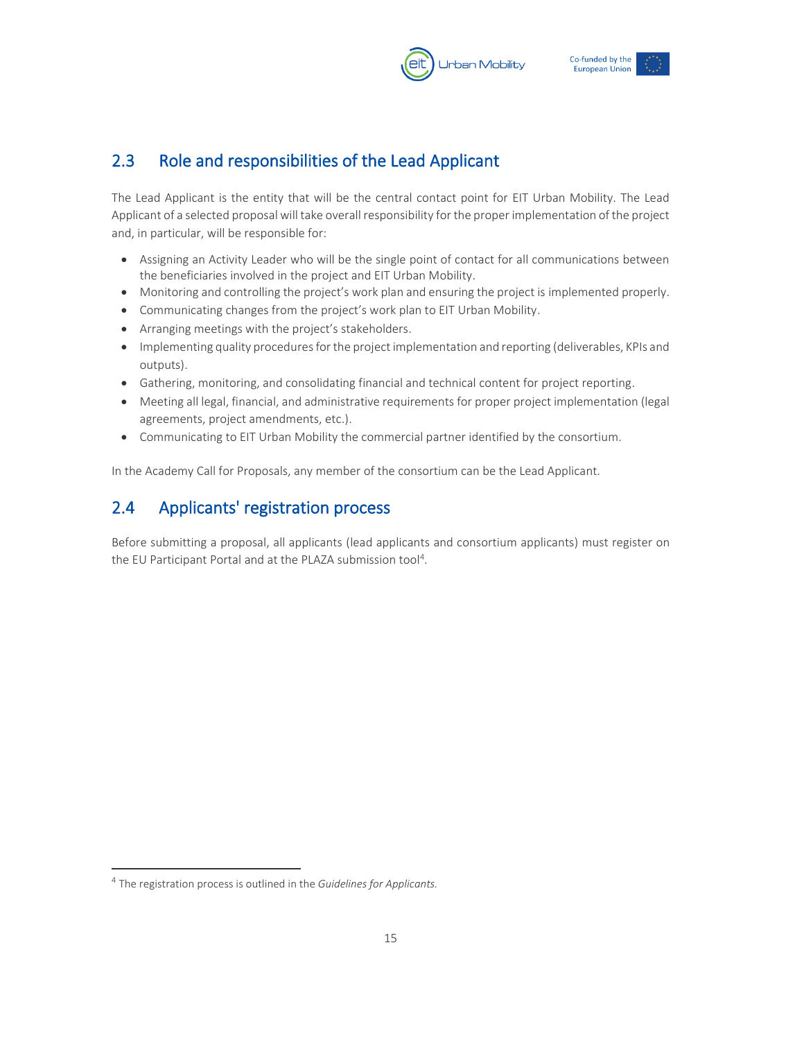## 2.3 Role and responsibilities of the Lead Applicant

The Lead Applicant is the entity that will be the central contact point for EIT Urban Mobility. The Lead Applicant of a selected proposal will take overall responsibility for the proper implementation of the project and, in particular, will be responsible for:

- Assigning an Activity Leader who will be the single point of contact for all communications between the beneficiaries involved in the project and EIT Urban Mobility.
- Monitoring and controlling the project's work plan and ensuring the project is implemented properly.
- Communicating changes from the project's work plan to EIT Urban Mobility.
- Arranging meetings with the project's stakeholders.
- Implementing quality procedures for the project implementation and reporting (deliverables, KPIs and outputs).
- Gathering, monitoring, and consolidating financial and technical content for project reporting.
- Meeting all legal, financial, and administrative requirements for proper project implementation (legal agreements, project amendments, etc.).
- Communicating to EIT Urban Mobility the commercial partner identified by the consortium.

In the Academy Call for Proposals, any member of the consortium can be the Lead Applicant.

## 2.4 Applicants' registration process

Before submitting a proposal, all applicants (lead applicants and consortium applicants) must register on the EU Participant Portal and at the PLAZA submission tool[4].

[4] The registration process is outlined in the *Guidelines for Applicants.*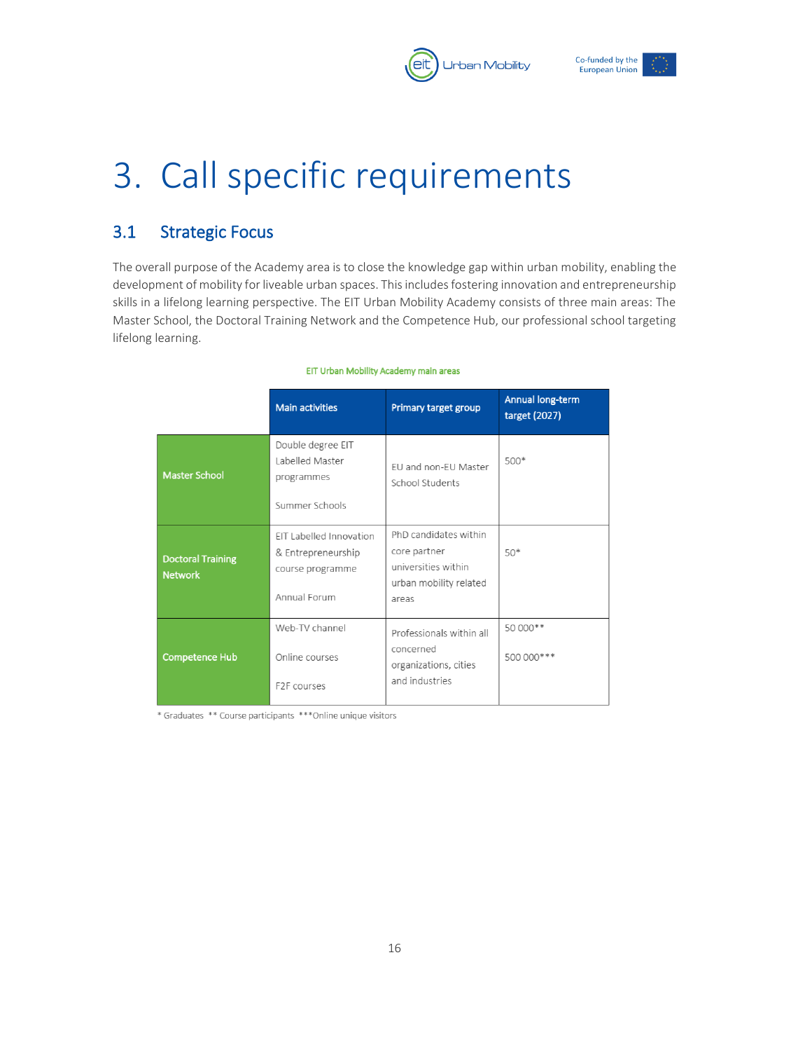# 3. Call specific requirements

## 3.1 Strategic Focus

The overall purpose of the Academy area is to close the knowledge gap within urban mobility, enabling the development of mobility for liveable urban spaces. This includes fostering innovation and entrepreneurship skills in a lifelong learning perspective. The EIT Urban Mobility Academy consists of three main areas: The Master School, the Doctoral Training Network and the Competence Hub, our professional school targeting lifelong learning.

EIT Urban Mobility Academy main areas

| | Main activities | Primary target group | Annual long-term target (2027) |
|---|---|---|---|
| Master School | Double degree EIT Labelled Master programmes<br><br>Summer Schools | EU and non-EU Master School Students | 500* |
| Doctoral Training Network | EIT Labelled Innovation & Entrepreneurship course programme<br><br>Annual Forum | PhD candidates within core partner universities within urban mobility related areas | 50* |
| Competence Hub | Web-TV channel<br><br>Online courses<br><br>F2F courses | Professionals within all concerned organizations, cities and industries | 50 000**<br><br>500 000*** |

* Graduates ** Course participants ***Online unique visitors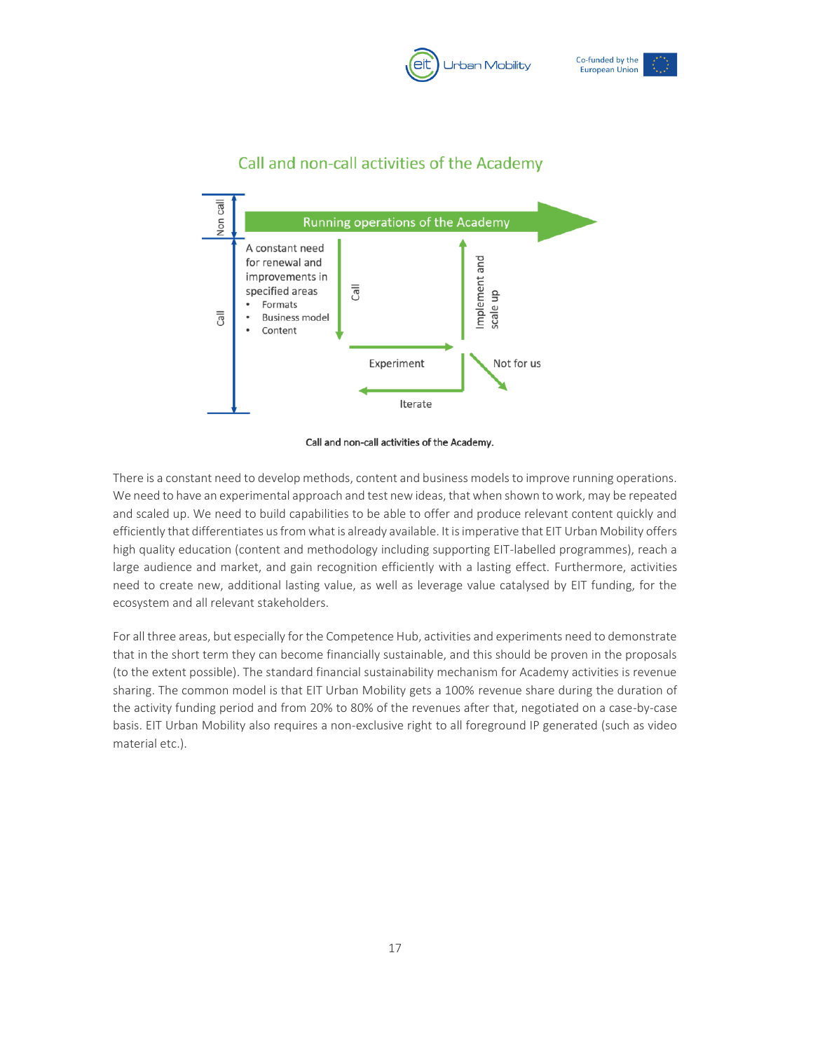## Call and non-call activities of the Academy

Non call

Running operations of the Academy

Call

A constant need for renewal and improvements in specified areas
- Formats
- Business model
- Content

Call

Implement and scale up

Experiment

Not for us

Iterate

Call and non-call activities of the Academy.

There is a constant need to develop methods, content and business models to improve running operations. We need to have an experimental approach and test new ideas, that when shown to work, may be repeated and scaled up. We need to build capabilities to be able to offer and produce relevant content quickly and efficiently that differentiates us from what is already available. It is imperative that EIT Urban Mobility offers high quality education (content and methodology including supporting EIT-labelled programmes), reach a large audience and market, and gain recognition efficiently with a lasting effect. Furthermore, activities need to create new, additional lasting value, as well as leverage value catalysed by EIT funding, for the ecosystem and all relevant stakeholders.

For all three areas, but especially for the Competence Hub, activities and experiments need to demonstrate that in the short term they can become financially sustainable, and this should be proven in the proposals (to the extent possible). The standard financial sustainability mechanism for Academy activities is revenue sharing. The common model is that EIT Urban Mobility gets a 100% revenue share during the duration of the activity funding period and from 20% to 80% of the revenues after that, negotiated on a case-by-case basis. EIT Urban Mobility also requires a non-exclusive right to all foreground IP generated (such as video material etc.).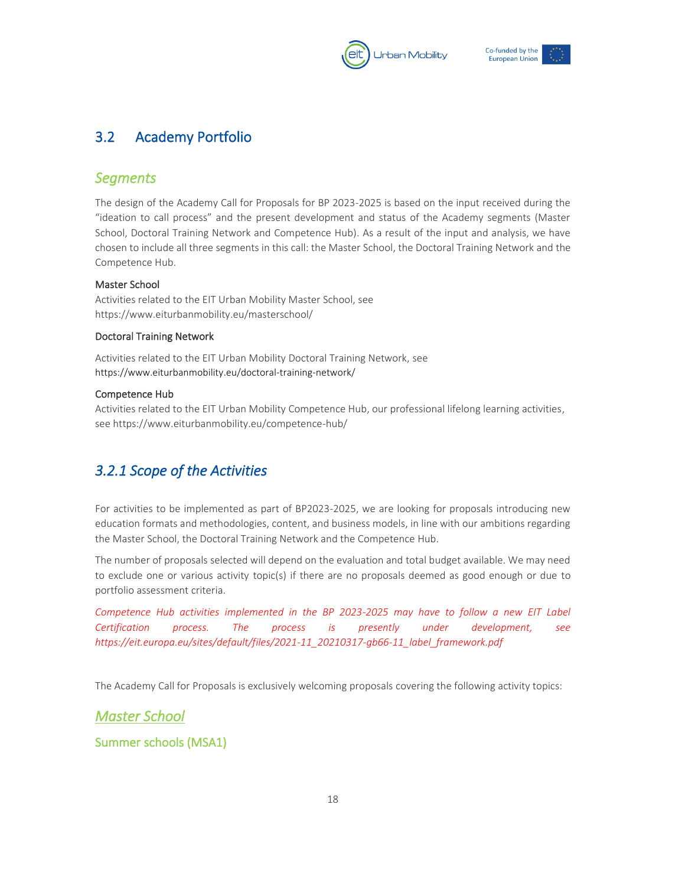## 3.2 Academy Portfolio

### *Segments*

The design of the Academy Call for Proposals for BP 2023-2025 is based on the input received during the "ideation to call process" and the present development and status of the Academy segments (Master School, Doctoral Training Network and Competence Hub). As a result of the input and analysis, we have chosen to include all three segments in this call: the Master School, the Doctoral Training Network and the Competence Hub.

**Master School**
Activities related to the EIT Urban Mobility Master School, see https://www.eiturbanmobility.eu/masterschool/

**Doctoral Training Network**

Activities related to the EIT Urban Mobility Doctoral Training Network, see https://www.eiturbanmobility.eu/doctoral-training-network/

**Competence Hub**
Activities related to the EIT Urban Mobility Competence Hub, our professional lifelong learning activities, see https://www.eiturbanmobility.eu/competence-hub/

### *3.2.1 Scope of the Activities*

For activities to be implemented as part of BP2023-2025, we are looking for proposals introducing new education formats and methodologies, content, and business models, in line with our ambitions regarding the Master School, the Doctoral Training Network and the Competence Hub.

The number of proposals selected will depend on the evaluation and total budget available. We may need to exclude one or various activity topic(s) if there are no proposals deemed as good enough or due to portfolio assessment criteria.

*Competence Hub activities implemented in the BP 2023-2025 may have to follow a new EIT Label Certification process. The process is presently under development, see https://eit.europa.eu/sites/default/files/2021-11_20210317-gb66-11_label_framework.pdf*

The Academy Call for Proposals is exclusively welcoming proposals covering the following activity topics:

### *Master School*

#### Summer schools (MSA1)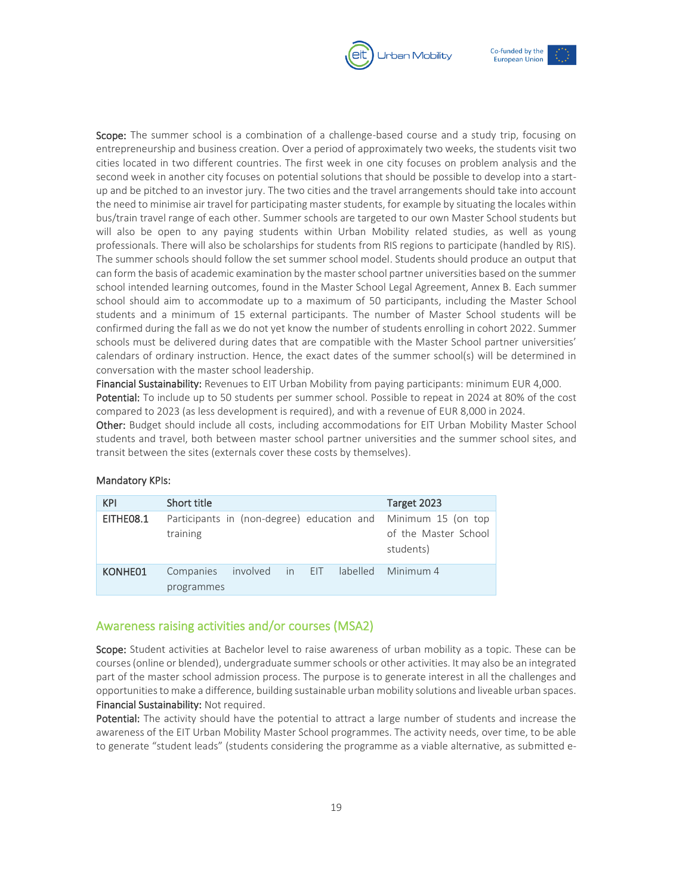**Scope:** The summer school is a combination of a challenge-based course and a study trip, focusing on entrepreneurship and business creation. Over a period of approximately two weeks, the students visit two cities located in two different countries. The first week in one city focuses on problem analysis and the second week in another city focuses on potential solutions that should be possible to develop into a start-up and be pitched to an investor jury. The two cities and the travel arrangements should take into account the need to minimise air travel for participating master students, for example by situating the locales within bus/train travel range of each other. Summer schools are targeted to our own Master School students but will also be open to any paying students within Urban Mobility related studies, as well as young professionals. There will also be scholarships for students from RIS regions to participate (handled by RIS). The summer schools should follow the set summer school model. Students should produce an output that can form the basis of academic examination by the master school partner universities based on the summer school intended learning outcomes, found in the Master School Legal Agreement, Annex B. Each summer school should aim to accommodate up to a maximum of 50 participants, including the Master School students and a minimum of 15 external participants. The number of Master School students will be confirmed during the fall as we do not yet know the number of students enrolling in cohort 2022. Summer schools must be delivered during dates that are compatible with the Master School partner universities' calendars of ordinary instruction. Hence, the exact dates of the summer school(s) will be determined in conversation with the master school leadership.
**Financial Sustainability:** Revenues to EIT Urban Mobility from paying participants: minimum EUR 4,000.
**Potential:** To include up to 50 students per summer school. Possible to repeat in 2024 at 80% of the cost compared to 2023 (as less development is required), and with a revenue of EUR 8,000 in 2024.
**Other:** Budget should include all costs, including accommodations for EIT Urban Mobility Master School students and travel, both between master school partner universities and the summer school sites, and transit between the sites (externals cover these costs by themselves).

Mandatory KPIs:

| KPI | Short title | Target 2023 |
|---|---|---|
| EITHE08.1 | Participants in (non-degree) education and training | Minimum 15 (on top of the Master School students) |
| KONHE01 | Companies involved in EIT labelled programmes | Minimum 4 |

## Awareness raising activities and/or courses (MSA2)

**Scope:** Student activities at Bachelor level to raise awareness of urban mobility as a topic. These can be courses (online or blended), undergraduate summer schools or other activities. It may also be an integrated part of the master school admission process. The purpose is to generate interest in all the challenges and opportunities to make a difference, building sustainable urban mobility solutions and liveable urban spaces.
**Financial Sustainability:** Not required.
**Potential:** The activity should have the potential to attract a large number of students and increase the awareness of the EIT Urban Mobility Master School programmes. The activity needs, over time, to be able to generate "student leads" (students considering the programme as a viable alternative, as submitted e-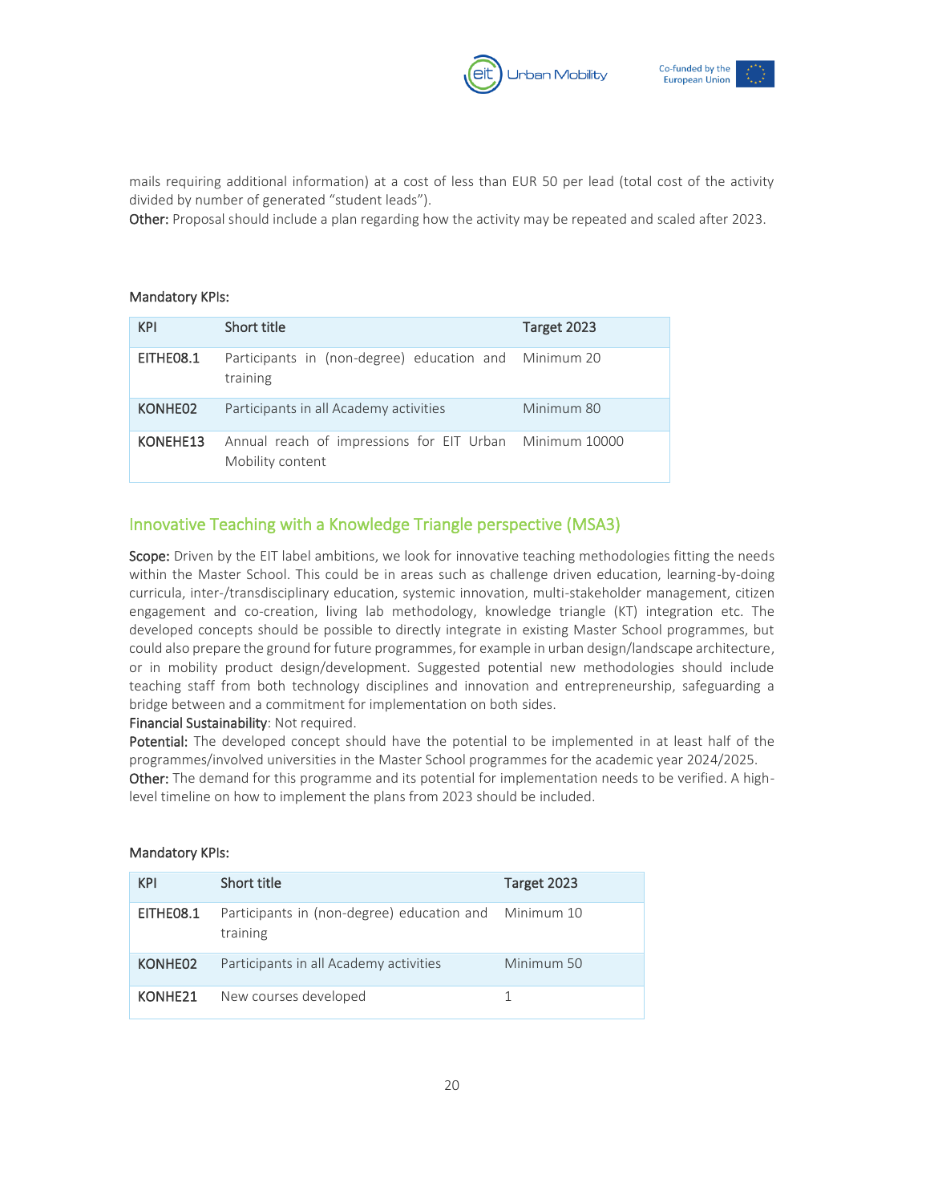mails requiring additional information) at a cost of less than EUR 50 per lead (total cost of the activity divided by number of generated "student leads").
**Other:** Proposal should include a plan regarding how the activity may be repeated and scaled after 2023.

Mandatory KPIs:

| KPI | Short title | Target 2023 |
|---|---|---|
| EITHE08.1 | Participants in (non-degree) education and training | Minimum 20 |
| KONHE02 | Participants in all Academy activities | Minimum 80 |
| KONEHE13 | Annual reach of impressions for EIT Urban Mobility content | Minimum 10000 |

## Innovative Teaching with a Knowledge Triangle perspective (MSA3)

**Scope:** Driven by the EIT label ambitions, we look for innovative teaching methodologies fitting the needs within the Master School. This could be in areas such as challenge driven education, learning-by-doing curricula, inter-/transdisciplinary education, systemic innovation, multi-stakeholder management, citizen engagement and co-creation, living lab methodology, knowledge triangle (KT) integration etc. The developed concepts should be possible to directly integrate in existing Master School programmes, but could also prepare the ground for future programmes, for example in urban design/landscape architecture, or in mobility product design/development. Suggested potential new methodologies should include teaching staff from both technology disciplines and innovation and entrepreneurship, safeguarding a bridge between and a commitment for implementation on both sides.
**Financial Sustainability**: Not required.
**Potential:** The developed concept should have the potential to be implemented in at least half of the programmes/involved universities in the Master School programmes for the academic year 2024/2025.
**Other:** The demand for this programme and its potential for implementation needs to be verified. A high-level timeline on how to implement the plans from 2023 should be included.

Mandatory KPIs:

| KPI | Short title | Target 2023 |
|---|---|---|
| EITHE08.1 | Participants in (non-degree) education and training | Minimum 10 |
| KONHE02 | Participants in all Academy activities | Minimum 50 |
| KONHE21 | New courses developed | 1 |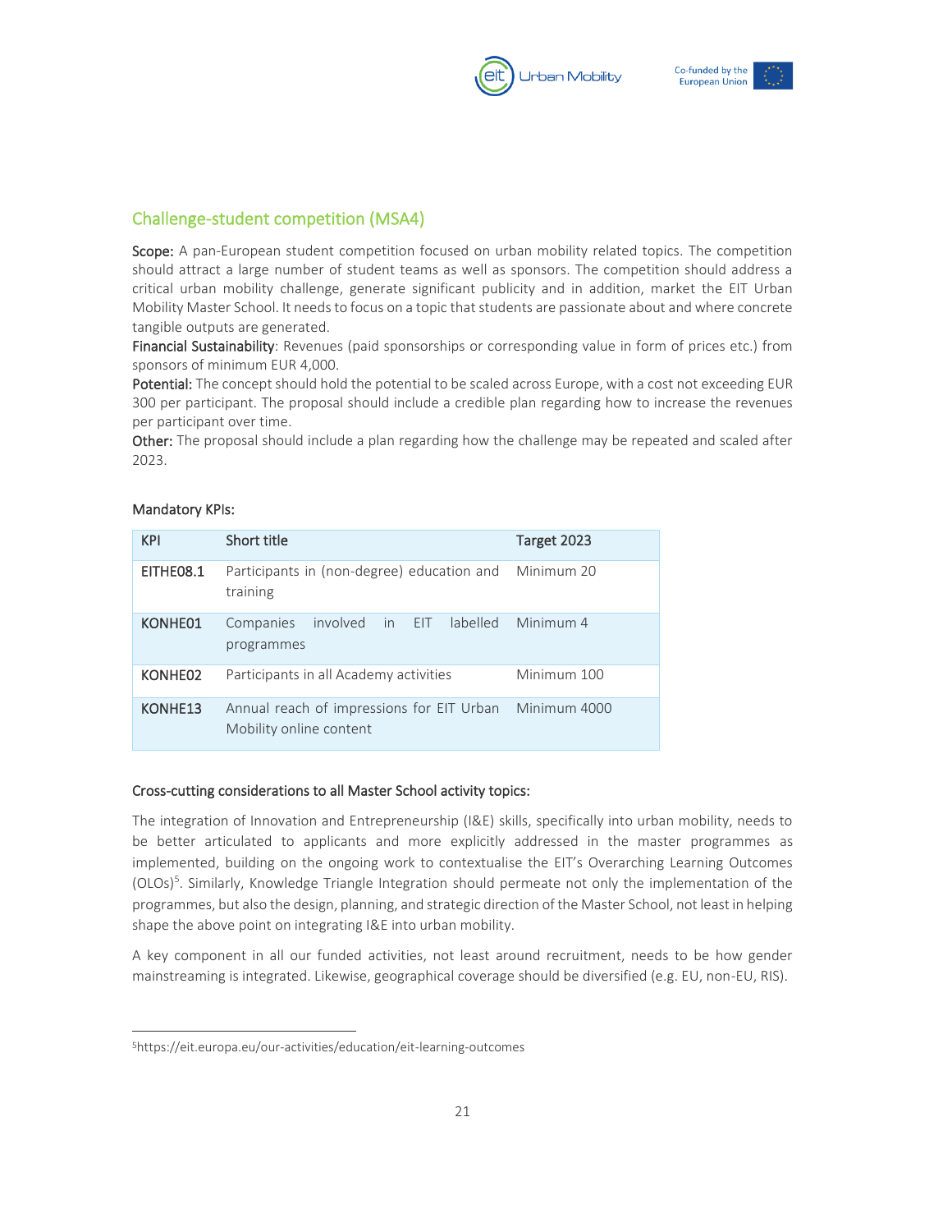## Challenge-student competition (MSA4)

**Scope:** A pan-European student competition focused on urban mobility related topics. The competition should attract a large number of student teams as well as sponsors. The competition should address a critical urban mobility challenge, generate significant publicity and in addition, market the EIT Urban Mobility Master School. It needs to focus on a topic that students are passionate about and where concrete tangible outputs are generated.
**Financial Sustainability**: Revenues (paid sponsorships or corresponding value in form of prices etc.) from sponsors of minimum EUR 4,000.
**Potential:** The concept should hold the potential to be scaled across Europe, with a cost not exceeding EUR 300 per participant. The proposal should include a credible plan regarding how to increase the revenues per participant over time.
**Other:** The proposal should include a plan regarding how the challenge may be repeated and scaled after 2023.

Mandatory KPIs:

| KPI | Short title | Target 2023 |
|---|---|---|
| EITHE08.1 | Participants in (non-degree) education and training | Minimum 20 |
| KONHE01 | Companies involved in EIT labelled programmes | Minimum 4 |
| KONHE02 | Participants in all Academy activities | Minimum 100 |
| KONHE13 | Annual reach of impressions for EIT Urban Mobility online content | Minimum 4000 |

### Cross-cutting considerations to all Master School activity topics:

The integration of Innovation and Entrepreneurship (I&E) skills, specifically into urban mobility, needs to be better articulated to applicants and more explicitly addressed in the master programmes as implemented, building on the ongoing work to contextualise the EIT's Overarching Learning Outcomes (OLOs)[5]. Similarly, Knowledge Triangle Integration should permeate not only the implementation of the programmes, but also the design, planning, and strategic direction of the Master School, not least in helping shape the above point on integrating I&E into urban mobility.

A key component in all our funded activities, not least around recruitment, needs to be how gender mainstreaming is integrated. Likewise, geographical coverage should be diversified (e.g. EU, non-EU, RIS).

[5] https://eit.europa.eu/our-activities/education/eit-learning-outcomes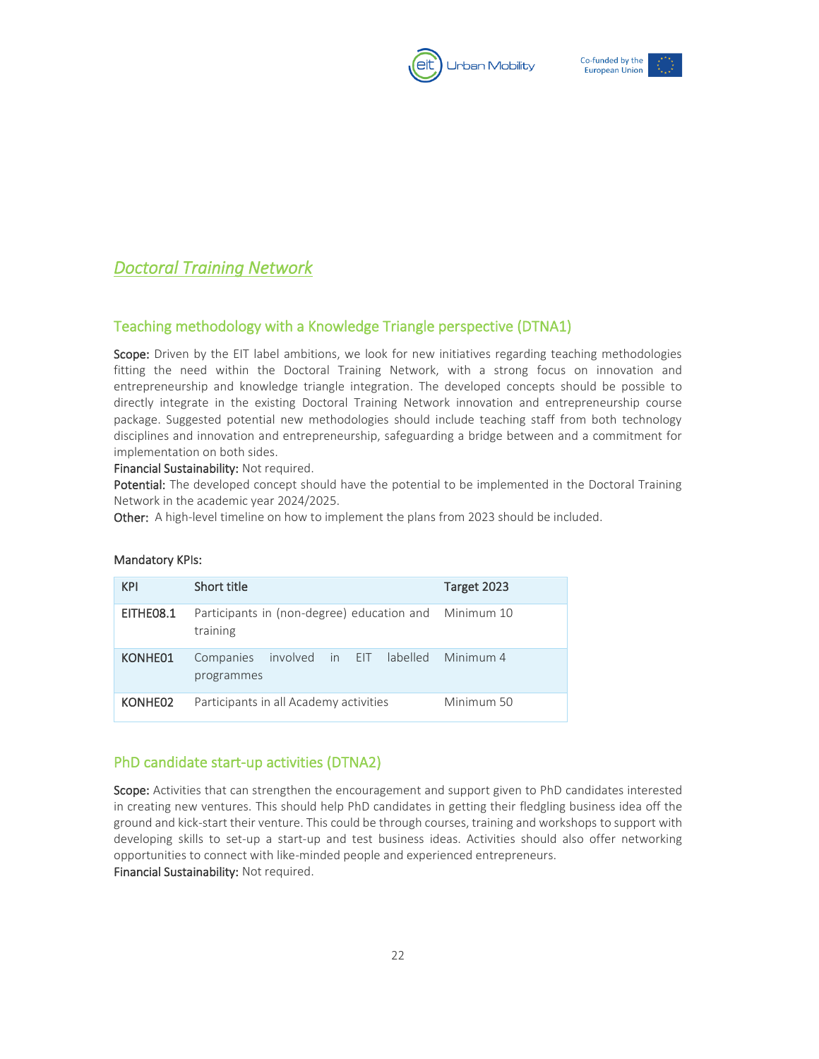## *Doctoral Training Network*

### Teaching methodology with a Knowledge Triangle perspective (DTNA1)

**Scope:** Driven by the EIT label ambitions, we look for new initiatives regarding teaching methodologies fitting the need within the Doctoral Training Network, with a strong focus on innovation and entrepreneurship and knowledge triangle integration. The developed concepts should be possible to directly integrate in the existing Doctoral Training Network innovation and entrepreneurship course package. Suggested potential new methodologies should include teaching staff from both technology disciplines and innovation and entrepreneurship, safeguarding a bridge between and a commitment for implementation on both sides.

**Financial Sustainability:** Not required.

**Potential:** The developed concept should have the potential to be implemented in the Doctoral Training Network in the academic year 2024/2025.

**Other:** A high-level timeline on how to implement the plans from 2023 should be included.

**Mandatory KPIs:**

| KPI | Short title | Target 2023 |
|---|---|---|
| EITHE08.1 | Participants in (non-degree) education and training | Minimum 10 |
| KONHE01 | Companies involved in EIT labelled programmes | Minimum 4 |
| KONHE02 | Participants in all Academy activities | Minimum 50 |

### PhD candidate start-up activities (DTNA2)

**Scope:** Activities that can strengthen the encouragement and support given to PhD candidates interested in creating new ventures. This should help PhD candidates in getting their fledgling business idea off the ground and kick-start their venture. This could be through courses, training and workshops to support with developing skills to set-up a start-up and test business ideas. Activities should also offer networking opportunities to connect with like-minded people and experienced entrepreneurs.

**Financial Sustainability:** Not required.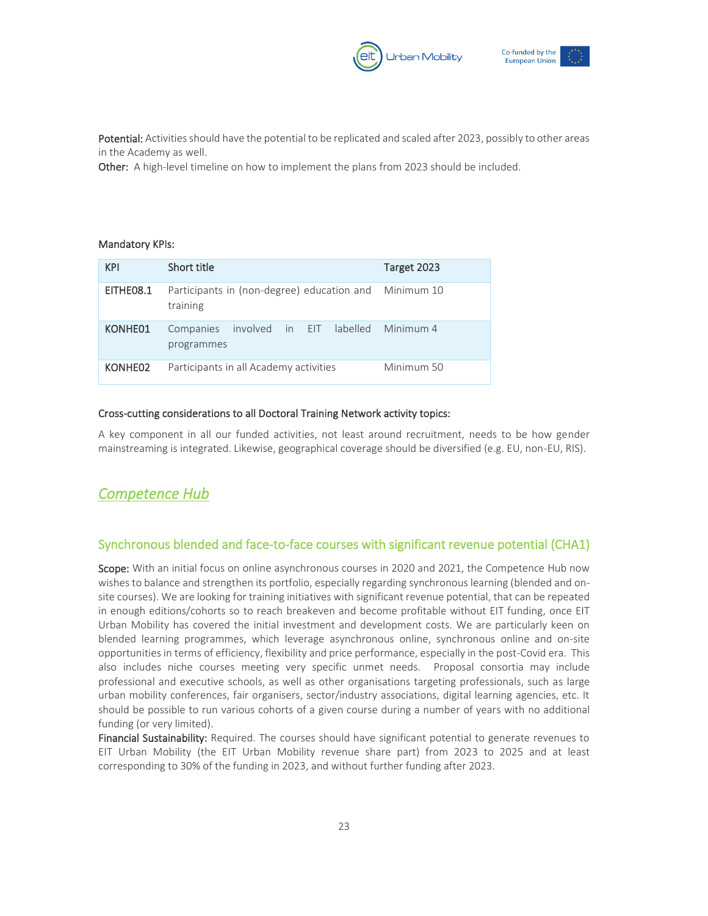**Potential:** Activities should have the potential to be replicated and scaled after 2023, possibly to other areas in the Academy as well.
**Other:** A high-level timeline on how to implement the plans from 2023 should be included.

Mandatory KPIs:

| KPI | Short title | Target 2023 |
|---|---|---|
| EITHE08.1 | Participants in (non-degree) education and training | Minimum 10 |
| KONHE01 | Companies involved in EIT labelled programmes | Minimum 4 |
| KONHE02 | Participants in all Academy activities | Minimum 50 |

**Cross-cutting considerations to all Doctoral Training Network activity topics:**

A key component in all our funded activities, not least around recruitment, needs to be how gender mainstreaming is integrated. Likewise, geographical coverage should be diversified (e.g. EU, non-EU, RIS).

## *Competence Hub*

### Synchronous blended and face-to-face courses with significant revenue potential (CHA1)

**Scope:** With an initial focus on online asynchronous courses in 2020 and 2021, the Competence Hub now wishes to balance and strengthen its portfolio, especially regarding synchronous learning (blended and on-site courses). We are looking for training initiatives with significant revenue potential, that can be repeated in enough editions/cohorts so to reach breakeven and become profitable without EIT funding, once EIT Urban Mobility has covered the initial investment and development costs. We are particularly keen on blended learning programmes, which leverage asynchronous online, synchronous online and on-site opportunities in terms of efficiency, flexibility and price performance, especially in the post-Covid era. This also includes niche courses meeting very specific unmet needs. Proposal consortia may include professional and executive schools, as well as other organisations targeting professionals, such as large urban mobility conferences, fair organisers, sector/industry associations, digital learning agencies, etc. It should be possible to run various cohorts of a given course during a number of years with no additional funding (or very limited).
**Financial Sustainability:** Required. The courses should have significant potential to generate revenues to EIT Urban Mobility (the EIT Urban Mobility revenue share part) from 2023 to 2025 and at least corresponding to 30% of the funding in 2023, and without further funding after 2023.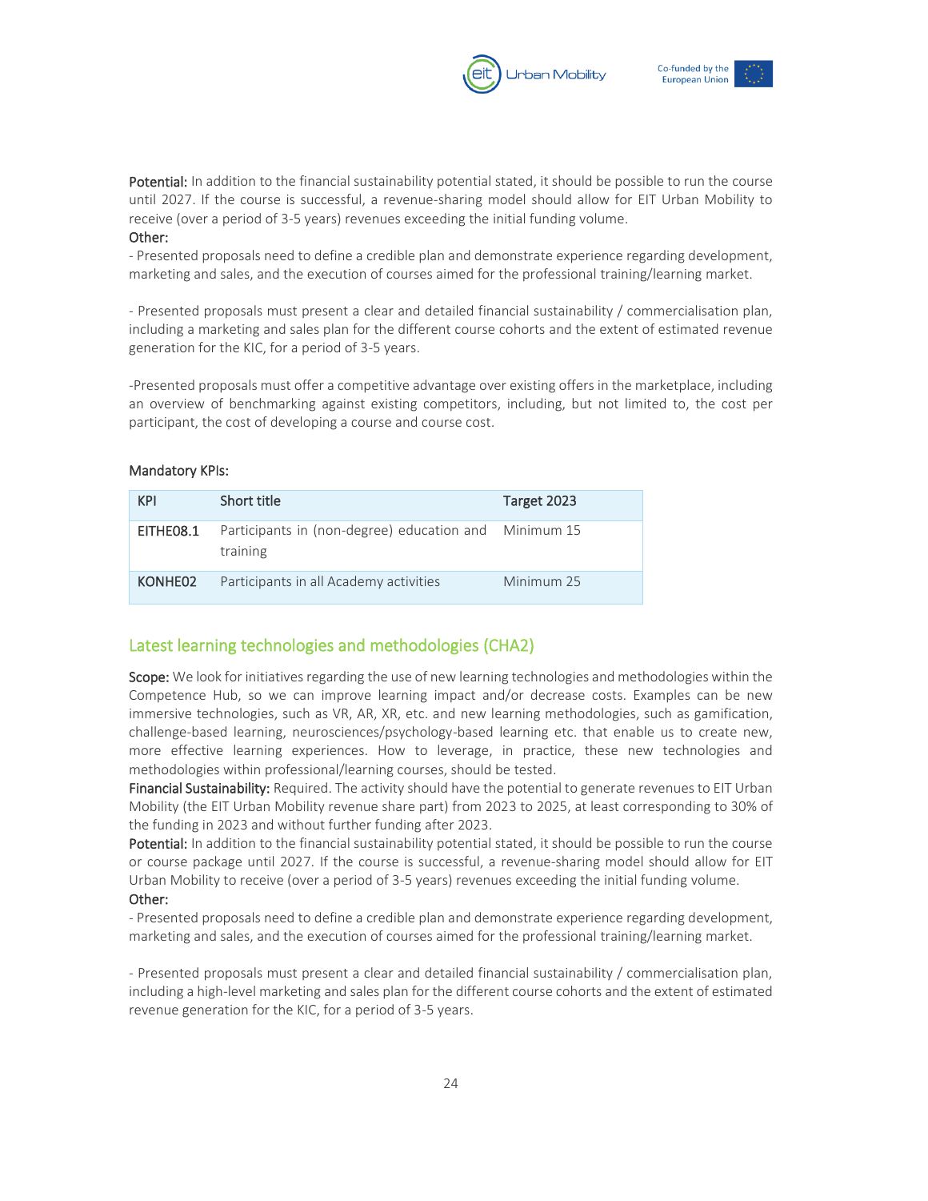**Potential:** In addition to the financial sustainability potential stated, it should be possible to run the course until 2027. If the course is successful, a revenue-sharing model should allow for EIT Urban Mobility to receive (over a period of 3-5 years) revenues exceeding the initial funding volume.

**Other:**

- Presented proposals need to define a credible plan and demonstrate experience regarding development, marketing and sales, and the execution of courses aimed for the professional training/learning market.

- Presented proposals must present a clear and detailed financial sustainability / commercialisation plan, including a marketing and sales plan for the different course cohorts and the extent of estimated revenue generation for the KIC, for a period of 3-5 years.

-Presented proposals must offer a competitive advantage over existing offers in the marketplace, including an overview of benchmarking against existing competitors, including, but not limited to, the cost per participant, the cost of developing a course and course cost.

**Mandatory KPIs:**

| KPI | Short title | Target 2023 |
|---|---|---|
| EITHE08.1 | Participants in (non-degree) education and training | Minimum 15 |
| KONHE02 | Participants in all Academy activities | Minimum 25 |

## Latest learning technologies and methodologies (CHA2)

**Scope:** We look for initiatives regarding the use of new learning technologies and methodologies within the Competence Hub, so we can improve learning impact and/or decrease costs. Examples can be new immersive technologies, such as VR, AR, XR, etc. and new learning methodologies, such as gamification, challenge-based learning, neurosciences/psychology-based learning etc. that enable us to create new, more effective learning experiences. How to leverage, in practice, these new technologies and methodologies within professional/learning courses, should be tested.

**Financial Sustainability:** Required. The activity should have the potential to generate revenues to EIT Urban Mobility (the EIT Urban Mobility revenue share part) from 2023 to 2025, at least corresponding to 30% of the funding in 2023 and without further funding after 2023.

**Potential:** In addition to the financial sustainability potential stated, it should be possible to run the course or course package until 2027. If the course is successful, a revenue-sharing model should allow for EIT Urban Mobility to receive (over a period of 3-5 years) revenues exceeding the initial funding volume.

**Other:**

- Presented proposals need to define a credible plan and demonstrate experience regarding development, marketing and sales, and the execution of courses aimed for the professional training/learning market.

- Presented proposals must present a clear and detailed financial sustainability / commercialisation plan, including a high-level marketing and sales plan for the different course cohorts and the extent of estimated revenue generation for the KIC, for a period of 3-5 years.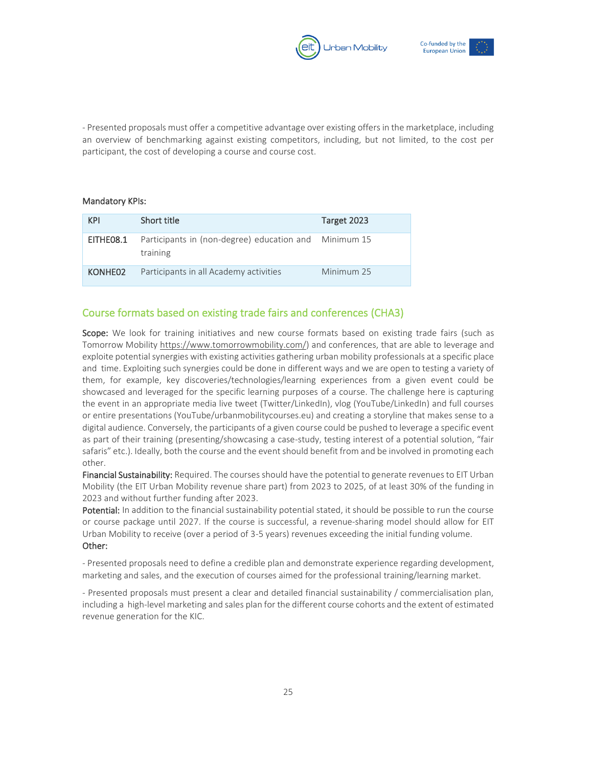- Presented proposals must offer a competitive advantage over existing offers in the marketplace, including an overview of benchmarking against existing competitors, including, but not limited, to the cost per participant, the cost of developing a course and course cost.

Mandatory KPIs:

| KPI | Short title | Target 2023 |
|---|---|---|
| EITHE08.1 | Participants in (non-degree) education and training | Minimum 15 |
| KONHE02 | Participants in all Academy activities | Minimum 25 |

## Course formats based on existing trade fairs and conferences (CHA3)

**Scope:** We look for training initiatives and new course formats based on existing trade fairs (such as Tomorrow Mobility https://www.tomorrowmobility.com/) and conferences, that are able to leverage and exploite potential synergies with existing activities gathering urban mobility professionals at a specific place and time. Exploiting such synergies could be done in different ways and we are open to testing a variety of them, for example, key discoveries/technologies/learning experiences from a given event could be showcased and leveraged for the specific learning purposes of a course. The challenge here is capturing the event in an appropriate media live tweet (Twitter/LinkedIn), vlog (YouTube/LinkedIn) and full courses or entire presentations (YouTube/urbanmobilitycourses.eu) and creating a storyline that makes sense to a digital audience. Conversely, the participants of a given course could be pushed to leverage a specific event as part of their training (presenting/showcasing a case-study, testing interest of a potential solution, "fair safaris" etc.). Ideally, both the course and the event should benefit from and be involved in promoting each other.

**Financial Sustainability:** Required. The courses should have the potential to generate revenues to EIT Urban Mobility (the EIT Urban Mobility revenue share part) from 2023 to 2025, of at least 30% of the funding in 2023 and without further funding after 2023.

**Potential:** In addition to the financial sustainability potential stated, it should be possible to run the course or course package until 2027. If the course is successful, a revenue-sharing model should allow for EIT Urban Mobility to receive (over a period of 3-5 years) revenues exceeding the initial funding volume.

**Other:**

- Presented proposals need to define a credible plan and demonstrate experience regarding development, marketing and sales, and the execution of courses aimed for the professional training/learning market.

- Presented proposals must present a clear and detailed financial sustainability / commercialisation plan, including a high-level marketing and sales plan for the different course cohorts and the extent of estimated revenue generation for the KIC.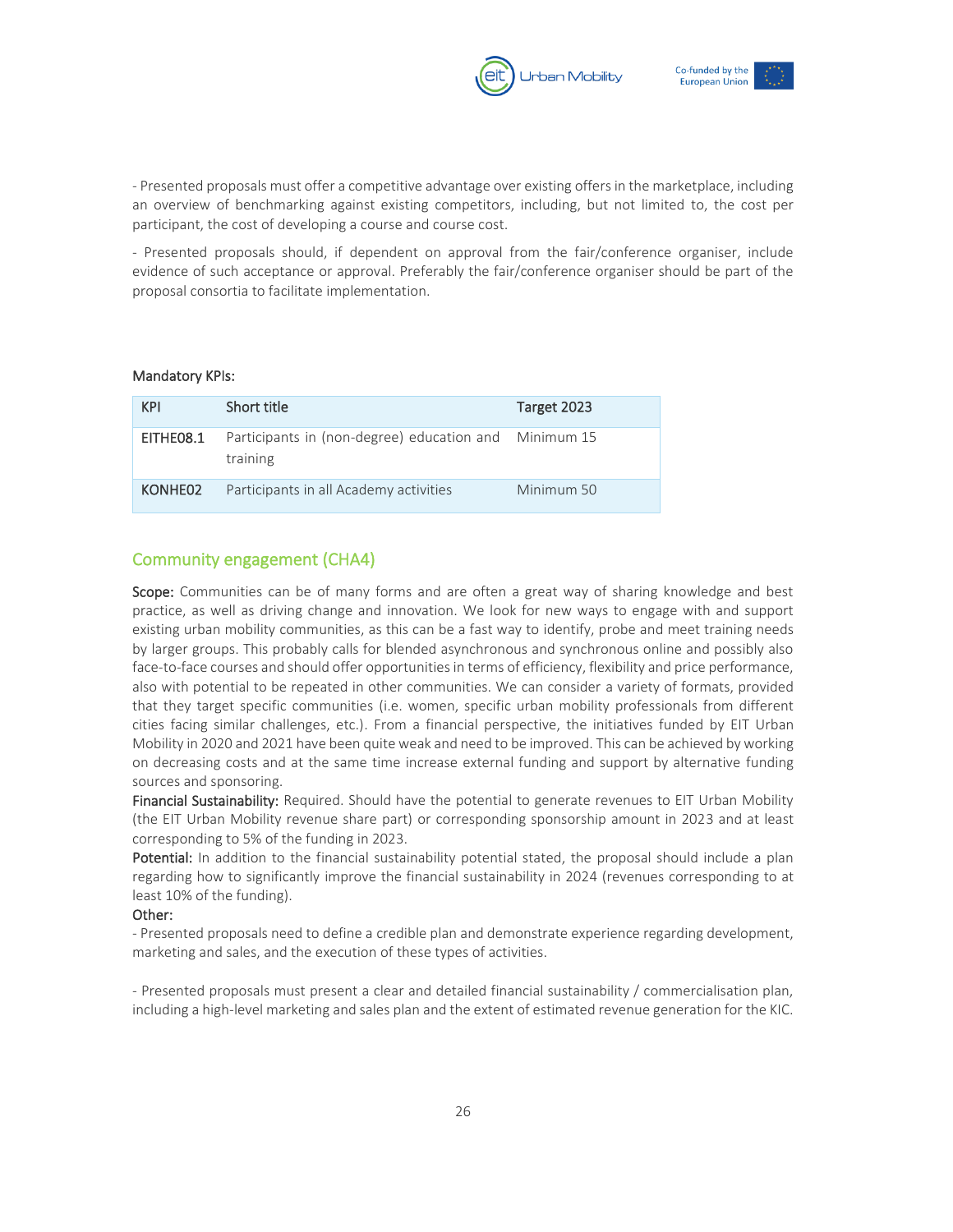- Presented proposals must offer a competitive advantage over existing offers in the marketplace, including an overview of benchmarking against existing competitors, including, but not limited to, the cost per participant, the cost of developing a course and course cost.

- Presented proposals should, if dependent on approval from the fair/conference organiser, include evidence of such acceptance or approval. Preferably the fair/conference organiser should be part of the proposal consortia to facilitate implementation.

Mandatory KPIs:

| KPI | Short title | Target 2023 |
|---|---|---|
| EITHE08.1 | Participants in (non-degree) education and training | Minimum 15 |
| KONHE02 | Participants in all Academy activities | Minimum 50 |

## Community engagement (CHA4)

**Scope:** Communities can be of many forms and are often a great way of sharing knowledge and best practice, as well as driving change and innovation. We look for new ways to engage with and support existing urban mobility communities, as this can be a fast way to identify, probe and meet training needs by larger groups. This probably calls for blended asynchronous and synchronous online and possibly also face-to-face courses and should offer opportunities in terms of efficiency, flexibility and price performance, also with potential to be repeated in other communities. We can consider a variety of formats, provided that they target specific communities (i.e. women, specific urban mobility professionals from different cities facing similar challenges, etc.). From a financial perspective, the initiatives funded by EIT Urban Mobility in 2020 and 2021 have been quite weak and need to be improved. This can be achieved by working on decreasing costs and at the same time increase external funding and support by alternative funding sources and sponsoring.

**Financial Sustainability:** Required. Should have the potential to generate revenues to EIT Urban Mobility (the EIT Urban Mobility revenue share part) or corresponding sponsorship amount in 2023 and at least corresponding to 5% of the funding in 2023.

**Potential:** In addition to the financial sustainability potential stated, the proposal should include a plan regarding how to significantly improve the financial sustainability in 2024 (revenues corresponding to at least 10% of the funding).

Other:

- Presented proposals need to define a credible plan and demonstrate experience regarding development, marketing and sales, and the execution of these types of activities.

- Presented proposals must present a clear and detailed financial sustainability / commercialisation plan, including a high-level marketing and sales plan and the extent of estimated revenue generation for the KIC.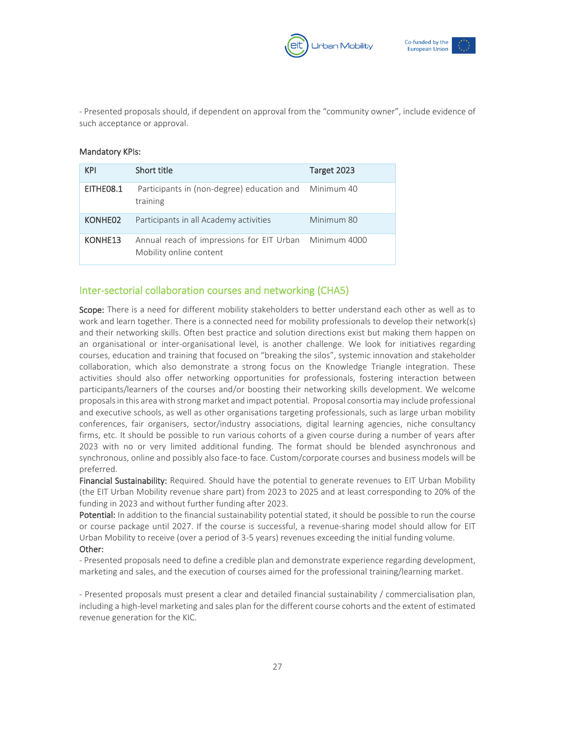- Presented proposals should, if dependent on approval from the "community owner", include evidence of such acceptance or approval.

Mandatory KPIs:

| KPI | Short title | Target 2023 |
| --- | --- | --- |
| EITHE08.1 | Participants in (non-degree) education and training | Minimum 40 |
| KONHE02 | Participants in all Academy activities | Minimum 80 |
| KONHE13 | Annual reach of impressions for EIT Urban Mobility online content | Minimum 4000 |

## Inter-sectorial collaboration courses and networking (CHA5)

**Scope:** There is a need for different mobility stakeholders to better understand each other as well as to work and learn together. There is a connected need for mobility professionals to develop their network(s) and their networking skills. Often best practice and solution directions exist but making them happen on an organisational or inter-organisational level, is another challenge. We look for initiatives regarding courses, education and training that focused on "breaking the silos", systemic innovation and stakeholder collaboration, which also demonstrate a strong focus on the Knowledge Triangle integration. These activities should also offer networking opportunities for professionals, fostering interaction between participants/learners of the courses and/or boosting their networking skills development. We welcome proposals in this area with strong market and impact potential. Proposal consortia may include professional and executive schools, as well as other organisations targeting professionals, such as large urban mobility conferences, fair organisers, sector/industry associations, digital learning agencies, niche consultancy firms, etc. It should be possible to run various cohorts of a given course during a number of years after 2023 with no or very limited additional funding. The format should be blended asynchronous and synchronous, online and possibly also face-to face. Custom/corporate courses and business models will be preferred.

**Financial Sustainability:** Required. Should have the potential to generate revenues to EIT Urban Mobility (the EIT Urban Mobility revenue share part) from 2023 to 2025 and at least corresponding to 20% of the funding in 2023 and without further funding after 2023.

**Potential:** In addition to the financial sustainability potential stated, it should be possible to run the course or course package until 2027. If the course is successful, a revenue-sharing model should allow for EIT Urban Mobility to receive (over a period of 3-5 years) revenues exceeding the initial funding volume.

**Other:**

- Presented proposals need to define a credible plan and demonstrate experience regarding development, marketing and sales, and the execution of courses aimed for the professional training/learning market.

- Presented proposals must present a clear and detailed financial sustainability / commercialisation plan, including a high-level marketing and sales plan for the different course cohorts and the extent of estimated revenue generation for the KIC.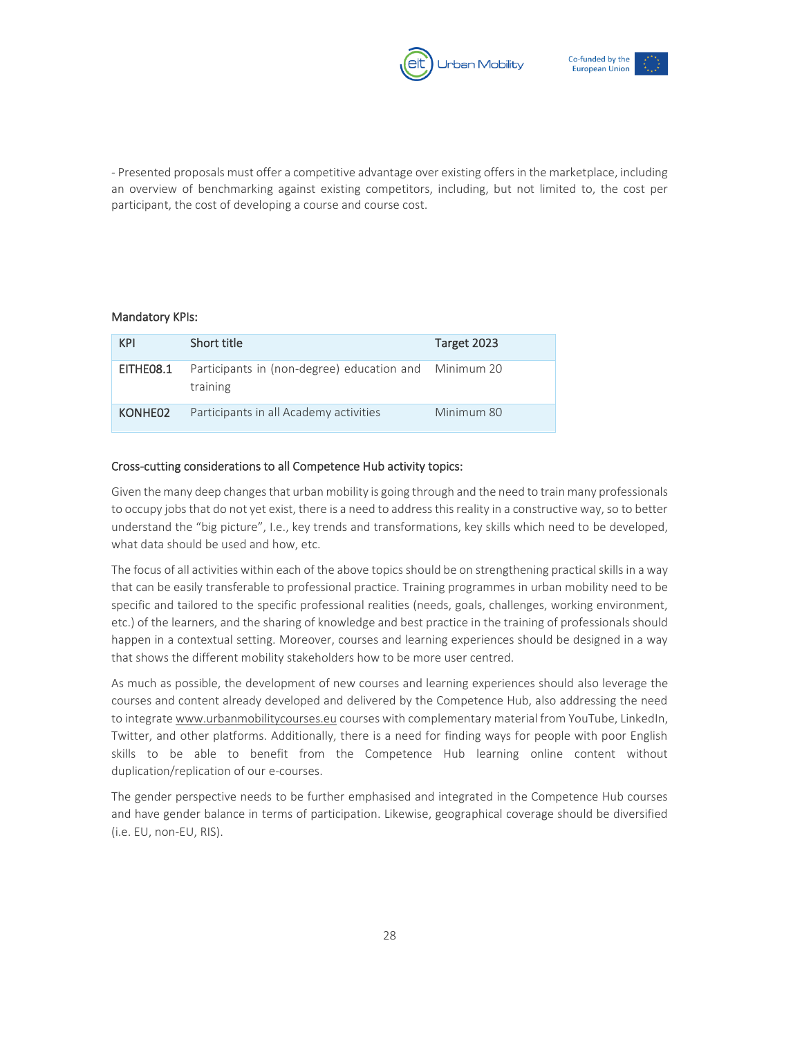- Presented proposals must offer a competitive advantage over existing offers in the marketplace, including an overview of benchmarking against existing competitors, including, but not limited to, the cost per participant, the cost of developing a course and course cost.

Mandatory KPIs:

| KPI | Short title | Target 2023 |
|---|---|---|
| EITHE08.1 | Participants in (non-degree) education and training | Minimum 20 |
| KONHE02 | Participants in all Academy activities | Minimum 80 |

Cross-cutting considerations to all Competence Hub activity topics:

Given the many deep changes that urban mobility is going through and the need to train many professionals to occupy jobs that do not yet exist, there is a need to address this reality in a constructive way, so to better understand the "big picture", I.e., key trends and transformations, key skills which need to be developed, what data should be used and how, etc.

The focus of all activities within each of the above topics should be on strengthening practical skills in a way that can be easily transferable to professional practice. Training programmes in urban mobility need to be specific and tailored to the specific professional realities (needs, goals, challenges, working environment, etc.) of the learners, and the sharing of knowledge and best practice in the training of professionals should happen in a contextual setting. Moreover, courses and learning experiences should be designed in a way that shows the different mobility stakeholders how to be more user centred.

As much as possible, the development of new courses and learning experiences should also leverage the courses and content already developed and delivered by the Competence Hub, also addressing the need to integrate www.urbanmobilitycourses.eu courses with complementary material from YouTube, LinkedIn, Twitter, and other platforms. Additionally, there is a need for finding ways for people with poor English skills to be able to benefit from the Competence Hub learning online content without duplication/replication of our e-courses.

The gender perspective needs to be further emphasised and integrated in the Competence Hub courses and have gender balance in terms of participation. Likewise, geographical coverage should be diversified (i.e. EU, non-EU, RIS).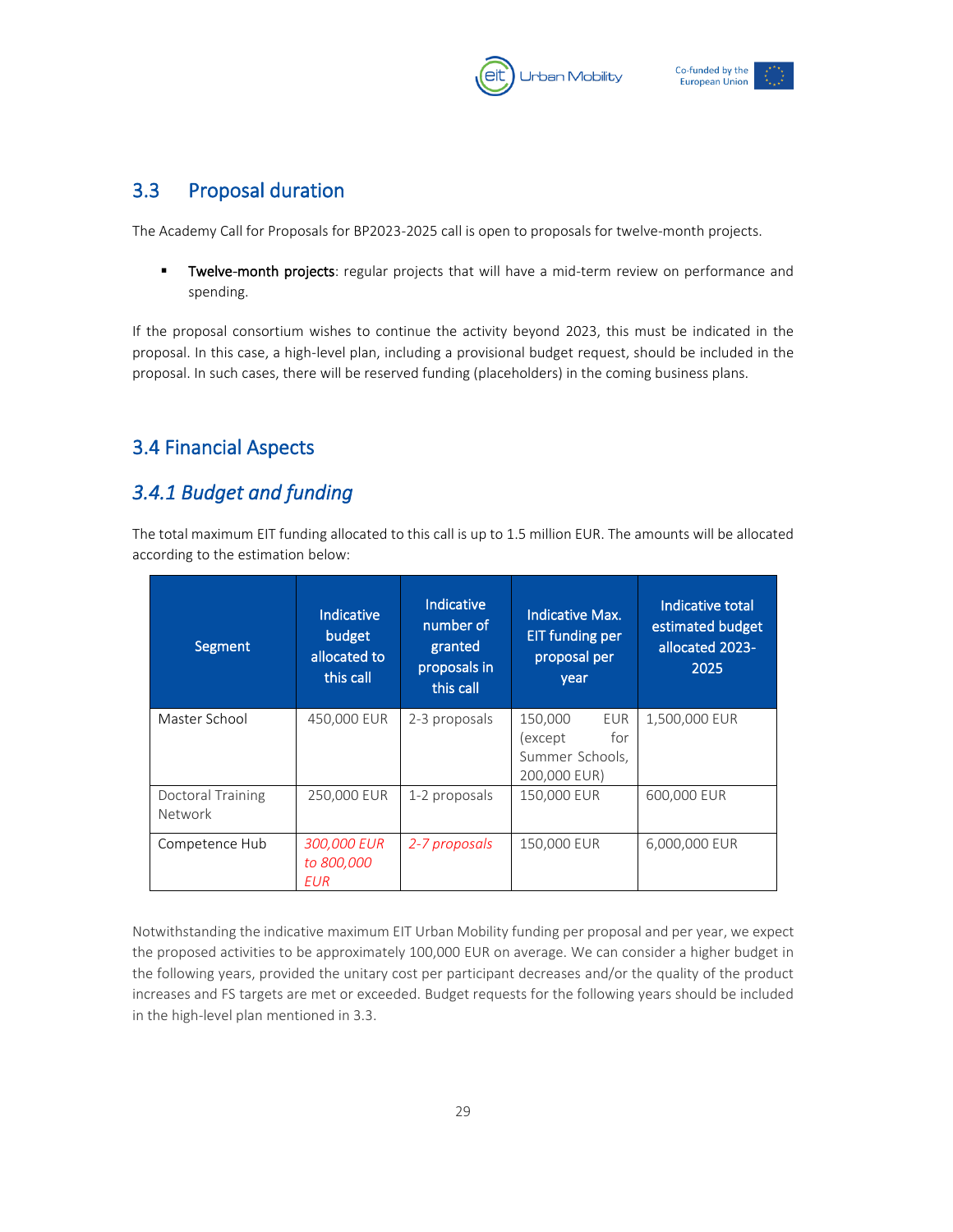## 3.3 Proposal duration

The Academy Call for Proposals for BP2023-2025 call is open to proposals for twelve-month projects.

- **Twelve-month projects**: regular projects that will have a mid-term review on performance and spending.

If the proposal consortium wishes to continue the activity beyond 2023, this must be indicated in the proposal. In this case, a high-level plan, including a provisional budget request, should be included in the proposal. In such cases, there will be reserved funding (placeholders) in the coming business plans.

## 3.4 Financial Aspects

### *3.4.1 Budget and funding*

The total maximum EIT funding allocated to this call is up to 1.5 million EUR. The amounts will be allocated according to the estimation below:

| Segment | Indicative budget allocated to this call | Indicative number of granted proposals in this call | Indicative Max. EIT funding per proposal per year | Indicative total estimated budget allocated 2023-2025 |
|---|---|---|---|---|
| Master School | 450,000 EUR | 2-3 proposals | 150,000 EUR (except for Summer Schools, 200,000 EUR) | 1,500,000 EUR |
| Doctoral Training Network | 250,000 EUR | 1-2 proposals | 150,000 EUR | 600,000 EUR |
| Competence Hub | *300,000 EUR to 800,000 EUR* | *2-7 proposals* | 150,000 EUR | 6,000,000 EUR |

Notwithstanding the indicative maximum EIT Urban Mobility funding per proposal and per year, we expect the proposed activities to be approximately 100,000 EUR on average. We can consider a higher budget in the following years, provided the unitary cost per participant decreases and/or the quality of the product increases and FS targets are met or exceeded. Budget requests for the following years should be included in the high-level plan mentioned in 3.3.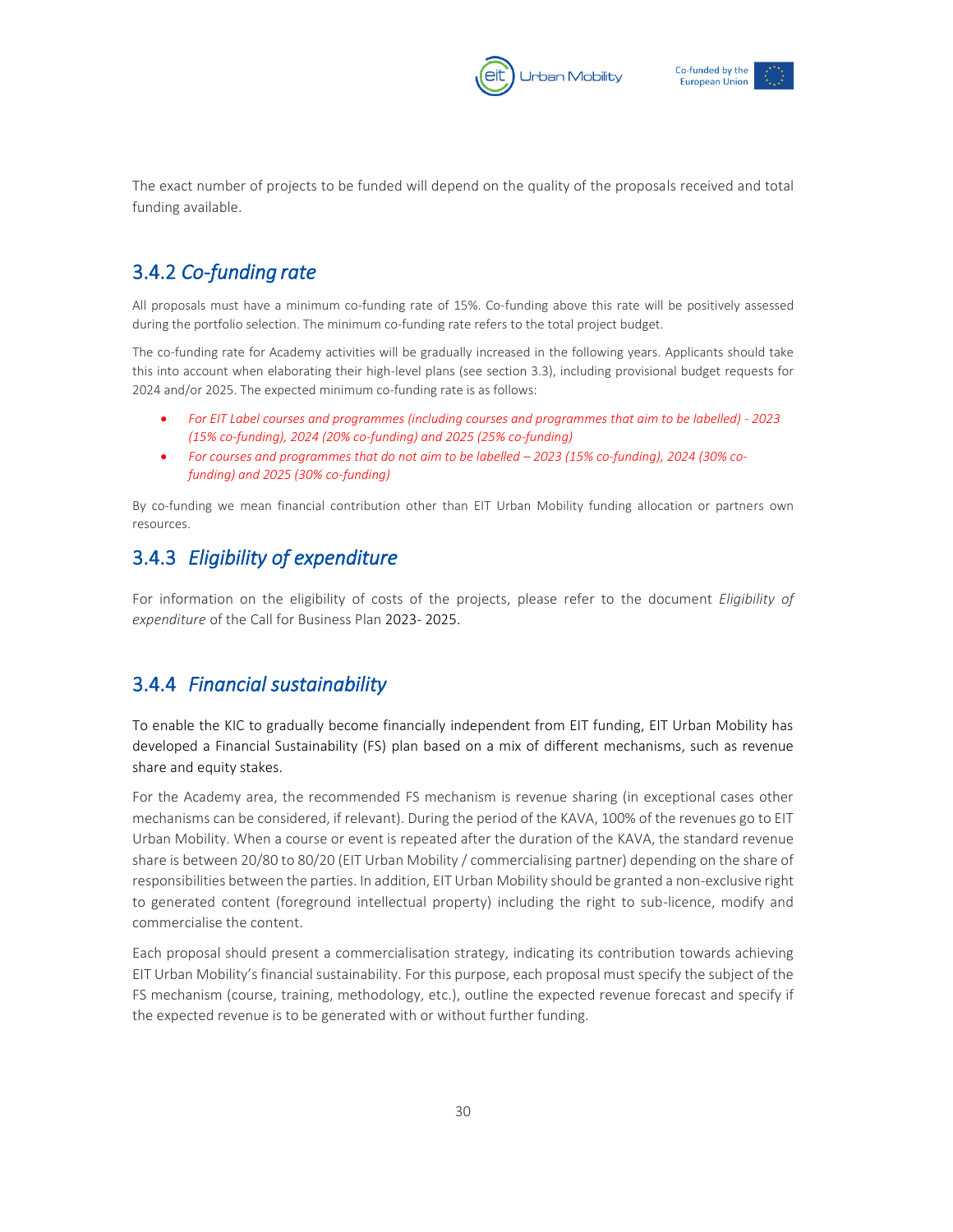The exact number of projects to be funded will depend on the quality of the proposals received and total funding available.

### 3.4.2 *Co-funding rate*

All proposals must have a minimum co-funding rate of 15%. Co-funding above this rate will be positively assessed during the portfolio selection. The minimum co-funding rate refers to the total project budget.

The co-funding rate for Academy activities will be gradually increased in the following years. Applicants should take this into account when elaborating their high-level plans (see section 3.3), including provisional budget requests for 2024 and/or 2025. The expected minimum co-funding rate is as follows:

- *For EIT Label courses and programmes (including courses and programmes that aim to be labelled) - 2023 (15% co-funding), 2024 (20% co-funding) and 2025 (25% co-funding)*
- *For courses and programmes that do not aim to be labelled – 2023 (15% co-funding), 2024 (30% co-funding) and 2025 (30% co-funding)*

By co-funding we mean financial contribution other than EIT Urban Mobility funding allocation or partners own resources.

### 3.4.3 *Eligibility of expenditure*

For information on the eligibility of costs of the projects, please refer to the document *Eligibility of expenditure* of the Call for Business Plan 2023- 2025.

### 3.4.4 *Financial sustainability*

To enable the KIC to gradually become financially independent from EIT funding, EIT Urban Mobility has developed a Financial Sustainability (FS) plan based on a mix of different mechanisms, such as revenue share and equity stakes.

For the Academy area, the recommended FS mechanism is revenue sharing (in exceptional cases other mechanisms can be considered, if relevant). During the period of the KAVA, 100% of the revenues go to EIT Urban Mobility. When a course or event is repeated after the duration of the KAVA, the standard revenue share is between 20/80 to 80/20 (EIT Urban Mobility / commercialising partner) depending on the share of responsibilities between the parties. In addition, EIT Urban Mobility should be granted a non-exclusive right to generated content (foreground intellectual property) including the right to sub-licence, modify and commercialise the content.

Each proposal should present a commercialisation strategy, indicating its contribution towards achieving EIT Urban Mobility's financial sustainability. For this purpose, each proposal must specify the subject of the FS mechanism (course, training, methodology, etc.), outline the expected revenue forecast and specify if the expected revenue is to be generated with or without further funding.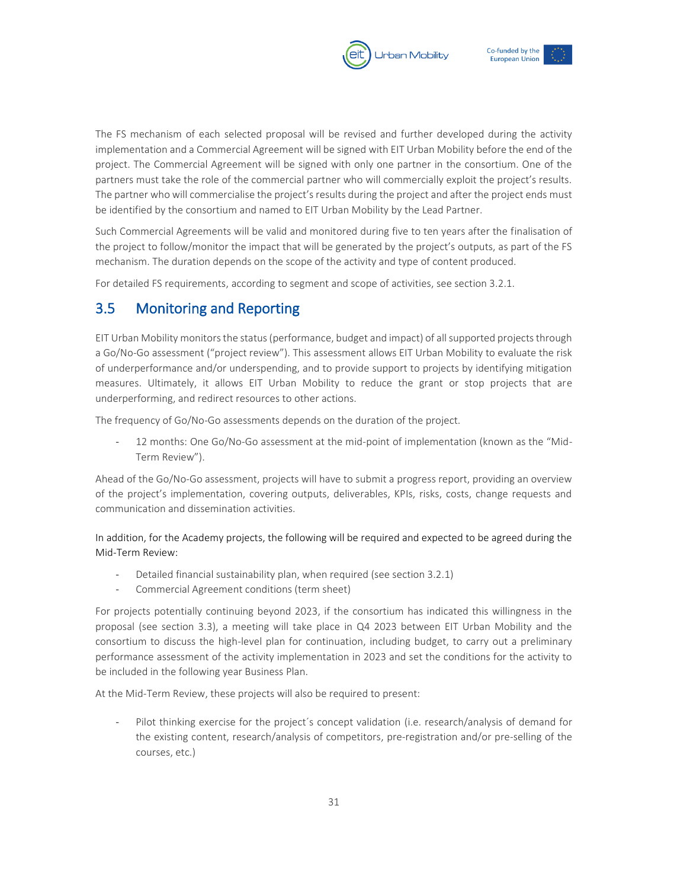The FS mechanism of each selected proposal will be revised and further developed during the activity implementation and a Commercial Agreement will be signed with EIT Urban Mobility before the end of the project. The Commercial Agreement will be signed with only one partner in the consortium. One of the partners must take the role of the commercial partner who will commercially exploit the project's results. The partner who will commercialise the project's results during the project and after the project ends must be identified by the consortium and named to EIT Urban Mobility by the Lead Partner.

Such Commercial Agreements will be valid and monitored during five to ten years after the finalisation of the project to follow/monitor the impact that will be generated by the project's outputs, as part of the FS mechanism. The duration depends on the scope of the activity and type of content produced.

For detailed FS requirements, according to segment and scope of activities, see section 3.2.1.

## 3.5 Monitoring and Reporting

EIT Urban Mobility monitors the status (performance, budget and impact) of all supported projects through a Go/No-Go assessment ("project review"). This assessment allows EIT Urban Mobility to evaluate the risk of underperformance and/or underspending, and to provide support to projects by identifying mitigation measures. Ultimately, it allows EIT Urban Mobility to reduce the grant or stop projects that are underperforming, and redirect resources to other actions.

The frequency of Go/No-Go assessments depends on the duration of the project.

- 12 months: One Go/No-Go assessment at the mid-point of implementation (known as the "Mid-Term Review").

Ahead of the Go/No-Go assessment, projects will have to submit a progress report, providing an overview of the project's implementation, covering outputs, deliverables, KPIs, risks, costs, change requests and communication and dissemination activities.

In addition, for the Academy projects, the following will be required and expected to be agreed during the Mid-Term Review:

- Detailed financial sustainability plan, when required (see section 3.2.1)
- Commercial Agreement conditions (term sheet)

For projects potentially continuing beyond 2023, if the consortium has indicated this willingness in the proposal (see section 3.3), a meeting will take place in Q4 2023 between EIT Urban Mobility and the consortium to discuss the high-level plan for continuation, including budget, to carry out a preliminary performance assessment of the activity implementation in 2023 and set the conditions for the activity to be included in the following year Business Plan.

At the Mid-Term Review, these projects will also be required to present:

- Pilot thinking exercise for the project´s concept validation (i.e. research/analysis of demand for the existing content, research/analysis of competitors, pre-registration and/or pre-selling of the courses, etc.)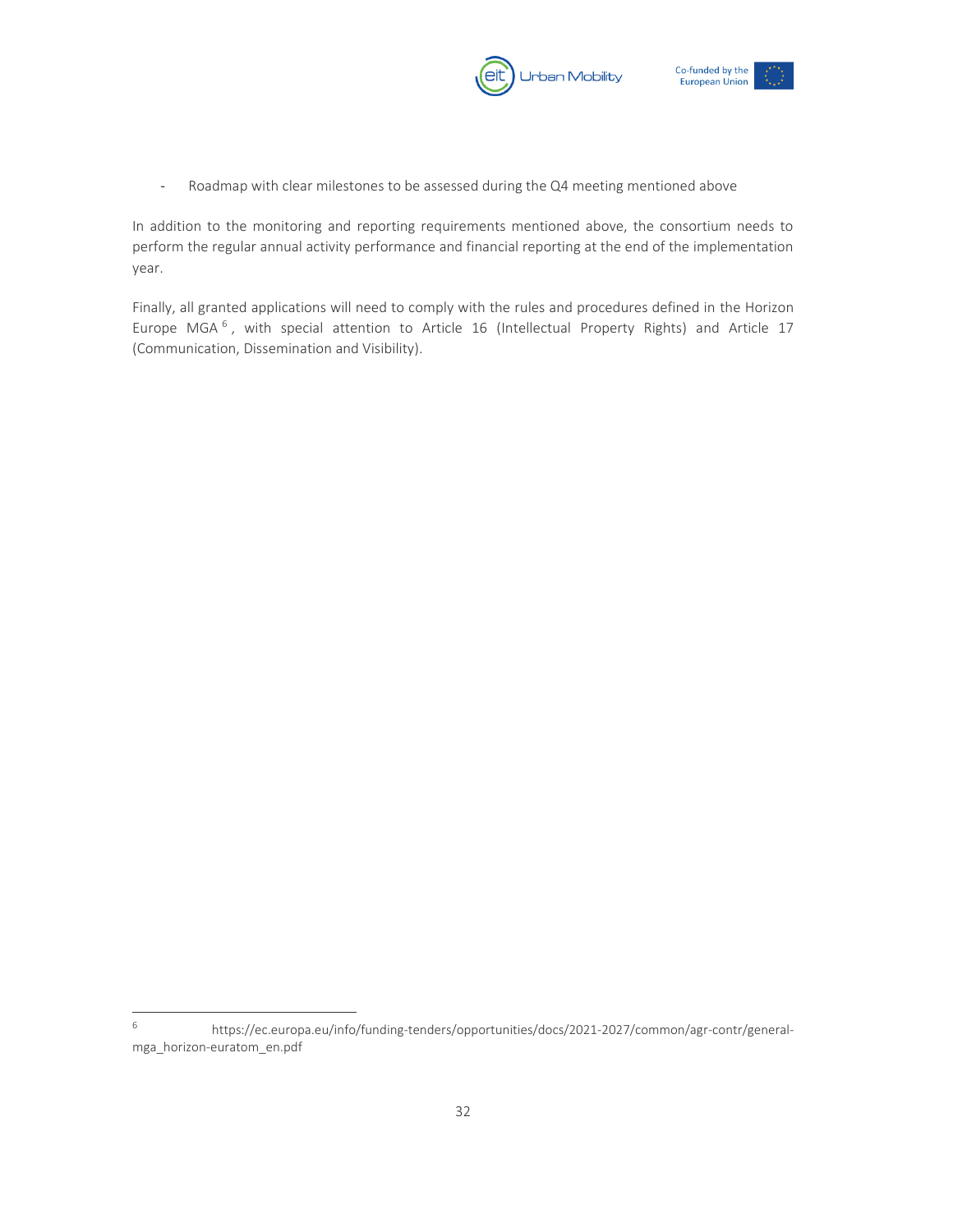- Roadmap with clear milestones to be assessed during the Q4 meeting mentioned above

In addition to the monitoring and reporting requirements mentioned above, the consortium needs to perform the regular annual activity performance and financial reporting at the end of the implementation year.

Finally, all granted applications will need to comply with the rules and procedures defined in the Horizon Europe MGA [6], with special attention to Article 16 (Intellectual Property Rights) and Article 17 (Communication, Dissemination and Visibility).

[6] https://ec.europa.eu/info/funding-tenders/opportunities/docs/2021-2027/common/agr-contr/general-mga_horizon-euratom_en.pdf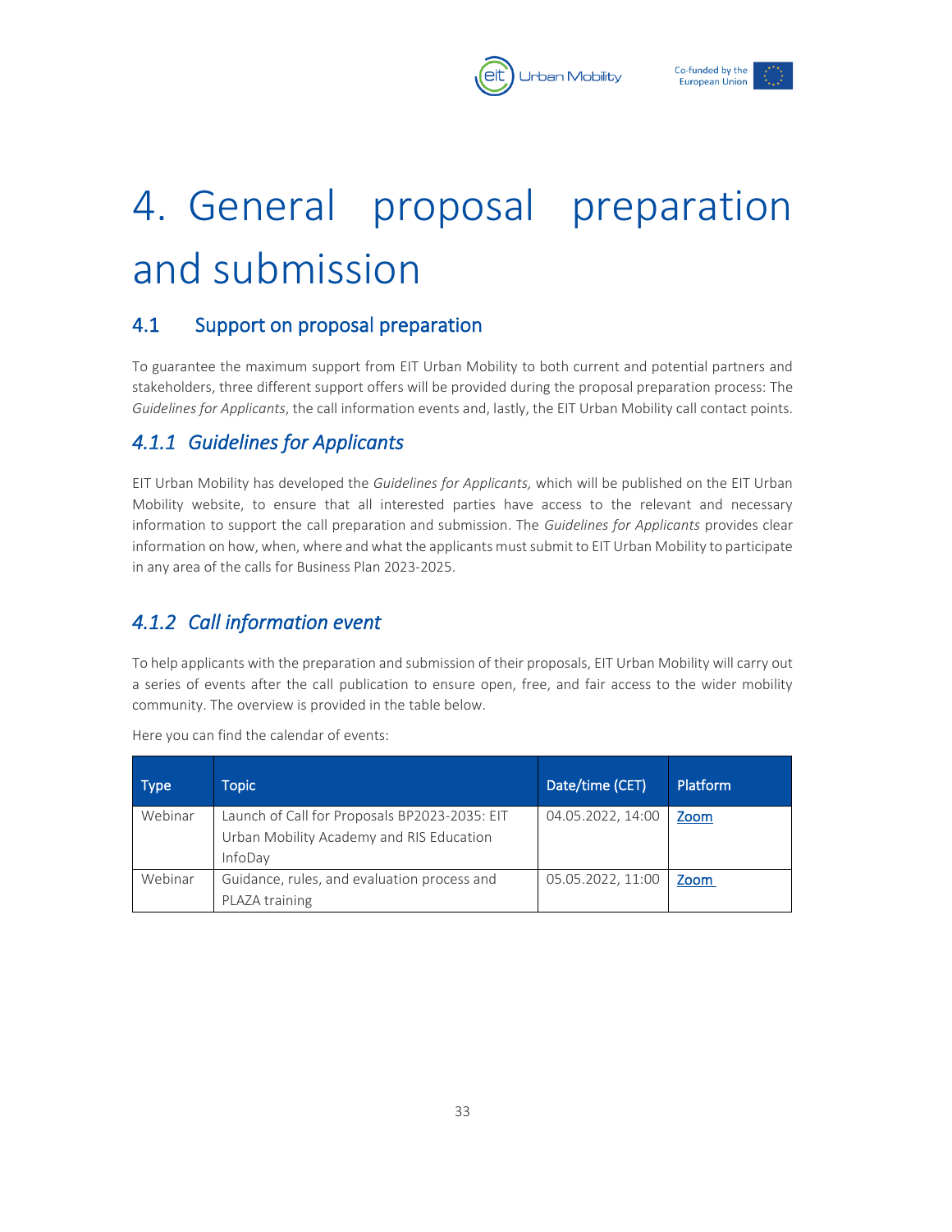# 4. General proposal preparation and submission

## 4.1 Support on proposal preparation

To guarantee the maximum support from EIT Urban Mobility to both current and potential partners and stakeholders, three different support offers will be provided during the proposal preparation process: The *Guidelines for Applicants*, the call information events and, lastly, the EIT Urban Mobility call contact points.

### *4.1.1 Guidelines for Applicants*

EIT Urban Mobility has developed the *Guidelines for Applicants,* which will be published on the EIT Urban Mobility website, to ensure that all interested parties have access to the relevant and necessary information to support the call preparation and submission. The *Guidelines for Applicants* provides clear information on how, when, where and what the applicants must submit to EIT Urban Mobility to participate in any area of the calls for Business Plan 2023-2025.

### *4.1.2 Call information event*

To help applicants with the preparation and submission of their proposals, EIT Urban Mobility will carry out a series of events after the call publication to ensure open, free, and fair access to the wider mobility community. The overview is provided in the table below.

Here you can find the calendar of events:

| Type | Topic | Date/time (CET) | Platform |
|---|---|---|---|
| Webinar | Launch of Call for Proposals BP2023-2035: EIT Urban Mobility Academy and RIS Education InfoDay | 04.05.2022, 14:00 | Zoom |
| Webinar | Guidance, rules, and evaluation process and PLAZA training | 05.05.2022, 11:00 | Zoom |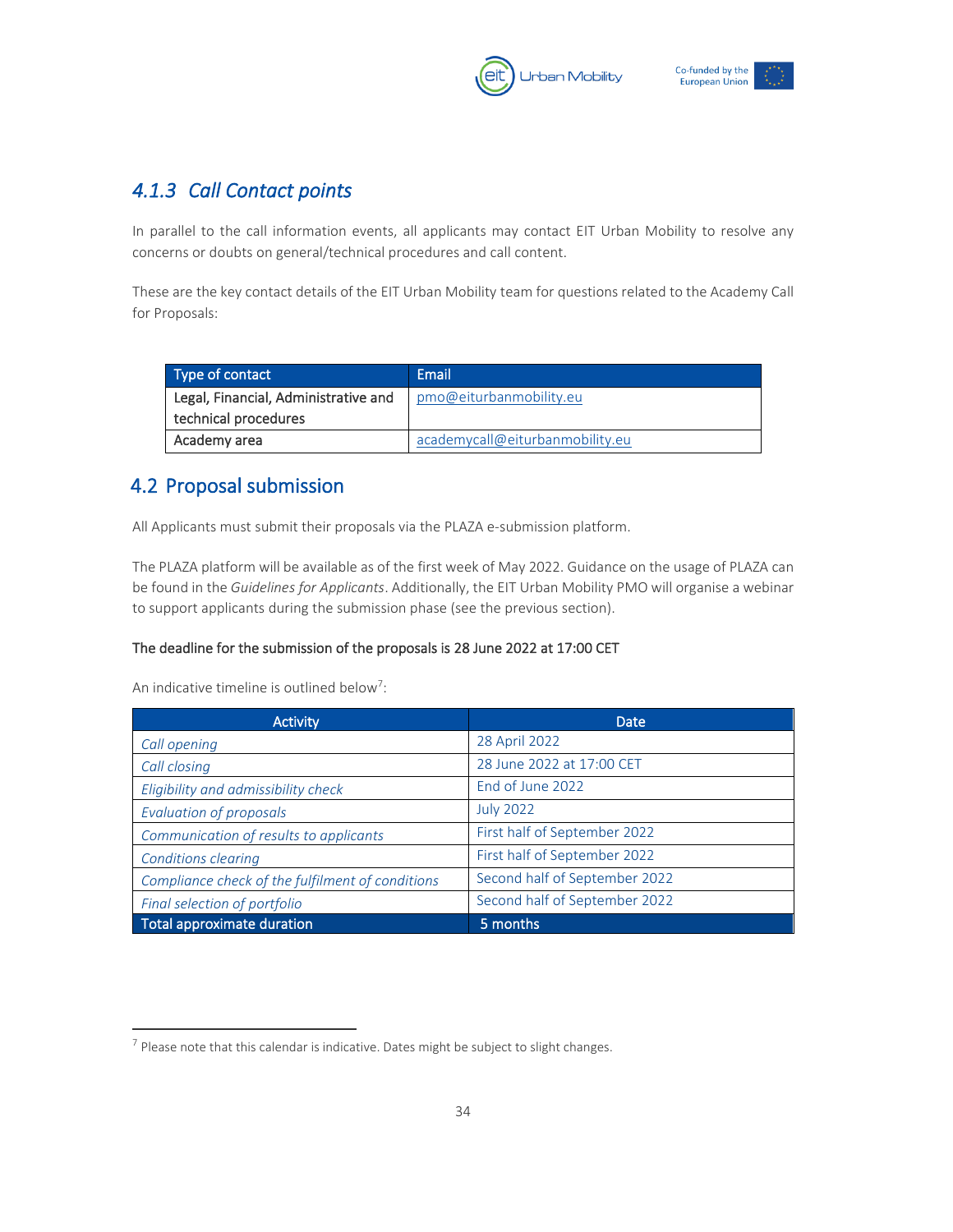### 4.1.3 *Call Contact points*

In parallel to the call information events, all applicants may contact EIT Urban Mobility to resolve any concerns or doubts on general/technical procedures and call content.

These are the key contact details of the EIT Urban Mobility team for questions related to the Academy Call for Proposals:

| Type of contact | Email |
|---|---|
| Legal, Financial, Administrative and technical procedures | pmo@eiturbanmobility.eu |
| Academy area | academycall@eiturbanmobility.eu |

## 4.2 Proposal submission

All Applicants must submit their proposals via the PLAZA e-submission platform.

The PLAZA platform will be available as of the first week of May 2022. Guidance on the usage of PLAZA can be found in the *Guidelines for Applicants*. Additionally, the EIT Urban Mobility PMO will organise a webinar to support applicants during the submission phase (see the previous section).

**The deadline for the submission of the proposals is 28 June 2022 at 17:00 CET**

An indicative timeline is outlined below[7]:

| Activity | Date |
|---|---|
| *Call opening* | 28 April 2022 |
| *Call closing* | 28 June 2022 at 17:00 CET |
| *Eligibility and admissibility check* | End of June 2022 |
| *Evaluation of proposals* | July 2022 |
| *Communication of results to applicants* | First half of September 2022 |
| *Conditions clearing* | First half of September 2022 |
| *Compliance check of the fulfilment of conditions* | Second half of September 2022 |
| *Final selection of portfolio* | Second half of September 2022 |
| **Total approximate duration** | **5 months** |

[7] Please note that this calendar is indicative. Dates might be subject to slight changes.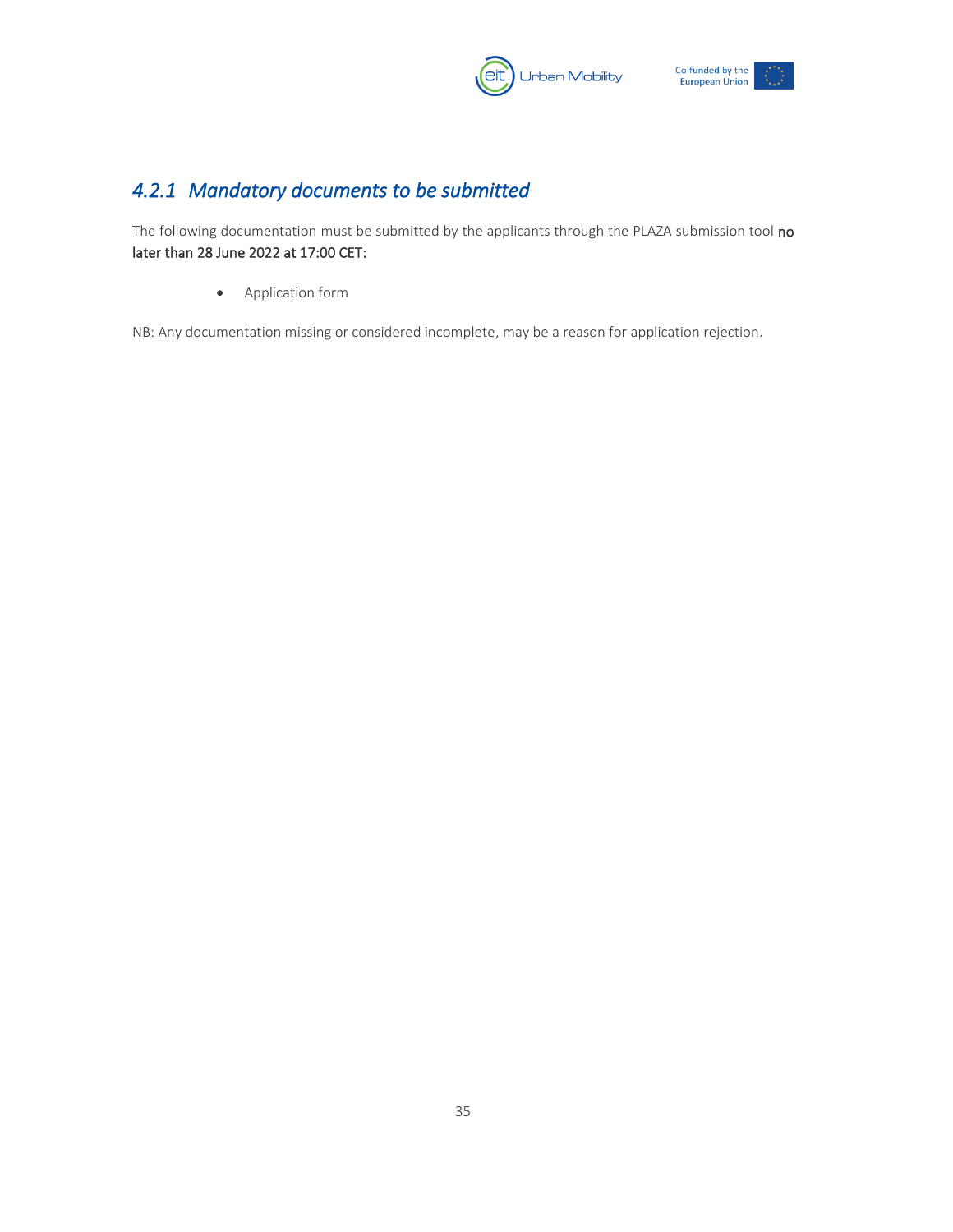### *4.2.1 Mandatory documents to be submitted*

The following documentation must be submitted by the applicants through the PLAZA submission tool **no later than 28 June 2022 at 17:00 CET:**

- Application form

NB: Any documentation missing or considered incomplete, may be a reason for application rejection.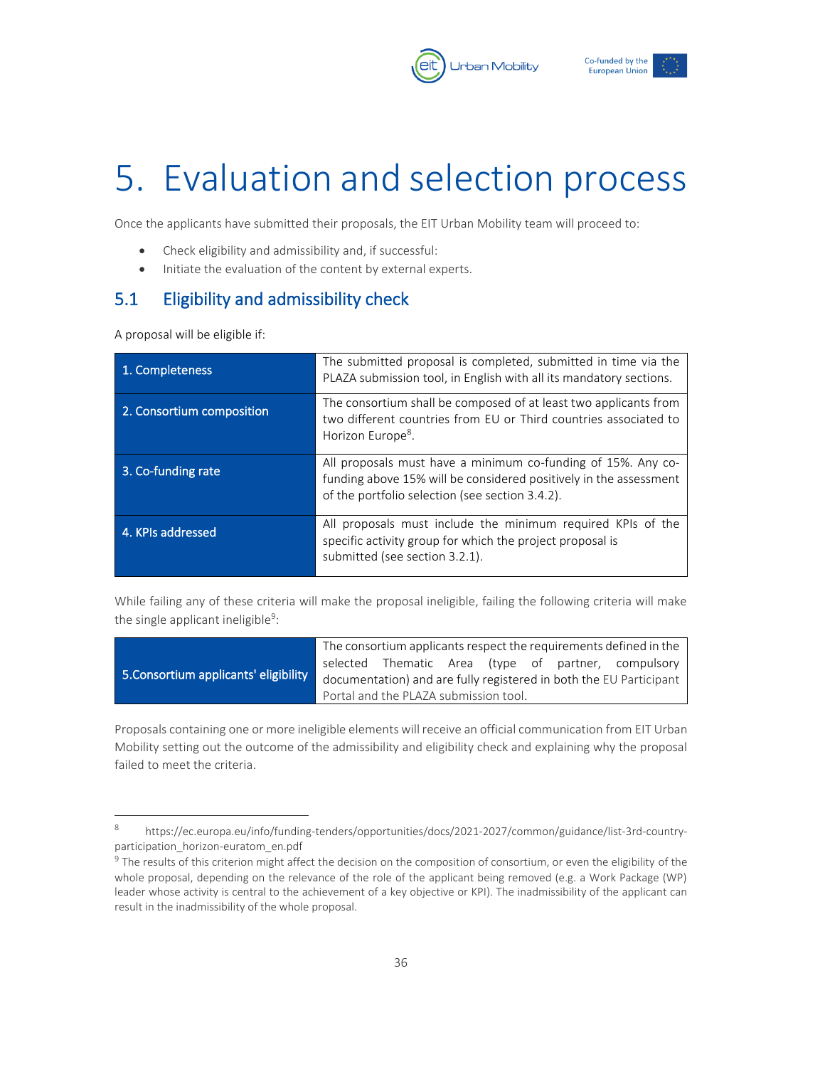// Note: the two-column tables on this page have no header row, so the first row is used as the markdown header.
# 5. Evaluation and selection process

Once the applicants have submitted their proposals, the EIT Urban Mobility team will proceed to:

- Check eligibility and admissibility and, if successful:
- Initiate the evaluation of the content by external experts.

## 5.1 Eligibility and admissibility check

A proposal will be eligible if:

| 1. Completeness | The submitted proposal is completed, submitted in time via the PLAZA submission tool, in English with all its mandatory sections. |
|---|---|
| 2. Consortium composition | The consortium shall be composed of at least two applicants from two different countries from EU or Third countries associated to Horizon Europe[8]. |
| 3. Co-funding rate | All proposals must have a minimum co-funding of 15%. Any co-funding above 15% will be considered positively in the assessment of the portfolio selection (see section 3.4.2). |
| 4. KPIs addressed | All proposals must include the minimum required KPIs of the specific activity group for which the project proposal is submitted (see section 3.2.1). |

While failing any of these criteria will make the proposal ineligible, failing the following criteria will make the single applicant ineligible[9]:

| 5.Consortium applicants' eligibility | The consortium applicants respect the requirements defined in the selected Thematic Area (type of partner, compulsory documentation) and are fully registered in both the EU Participant Portal and the PLAZA submission tool. |
|---|---|

Proposals containing one or more ineligible elements will receive an official communication from EIT Urban Mobility setting out the outcome of the admissibility and eligibility check and explaining why the proposal failed to meet the criteria.

---

[8] https://ec.europa.eu/info/funding-tenders/opportunities/docs/2021-2027/common/guidance/list-3rd-country-participation_horizon-euratom_en.pdf

[9] The results of this criterion might affect the decision on the composition of consortium, or even the eligibility of the whole proposal, depending on the relevance of the role of the applicant being removed (e.g. a Work Package (WP) leader whose activity is central to the achievement of a key objective or KPI). The inadmissibility of the applicant can result in the inadmissibility of the whole proposal.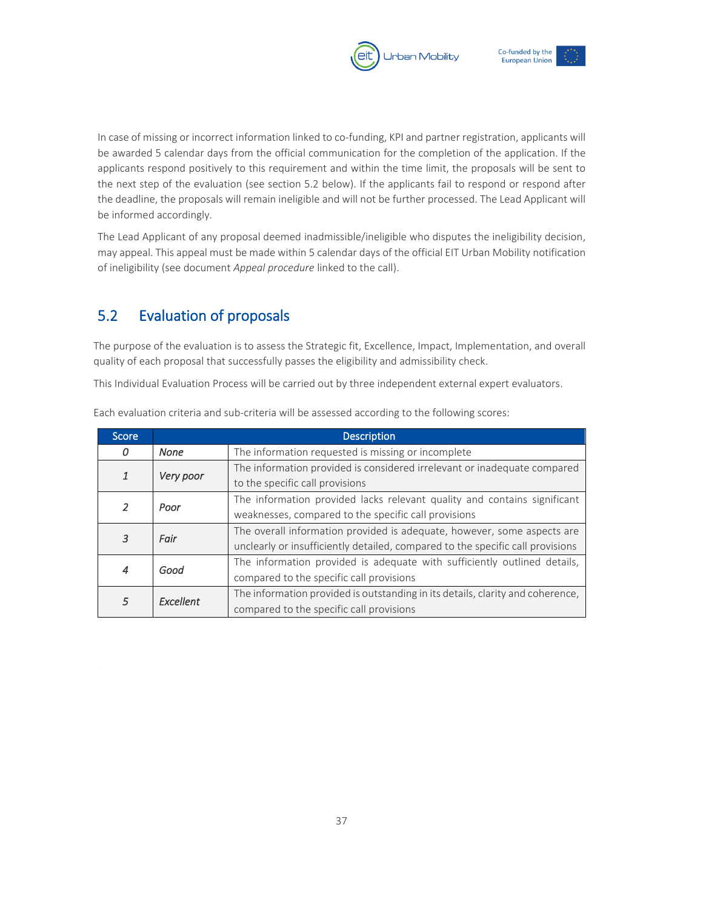In case of missing or incorrect information linked to co-funding, KPI and partner registration, applicants will be awarded 5 calendar days from the official communication for the completion of the application. If the applicants respond positively to this requirement and within the time limit, the proposals will be sent to the next step of the evaluation (see section 5.2 below). If the applicants fail to respond or respond after the deadline, the proposals will remain ineligible and will not be further processed. The Lead Applicant will be informed accordingly.

The Lead Applicant of any proposal deemed inadmissible/ineligible who disputes the ineligibility decision, may appeal. This appeal must be made within 5 calendar days of the official EIT Urban Mobility notification of ineligibility (see document *Appeal procedure* linked to the call).

## 5.2 Evaluation of proposals

The purpose of the evaluation is to assess the Strategic fit, Excellence, Impact, Implementation, and overall quality of each proposal that successfully passes the eligibility and admissibility check.

This Individual Evaluation Process will be carried out by three independent external expert evaluators.

Each evaluation criteria and sub-criteria will be assessed according to the following scores:

| Score | Description | |
|---|---|---|
| *0* | *None* | The information requested is missing or incomplete |
| *1* | *Very poor* | The information provided is considered irrelevant or inadequate compared to the specific call provisions |
| *2* | *Poor* | The information provided lacks relevant quality and contains significant weaknesses, compared to the specific call provisions |
| *3* | *Fair* | The overall information provided is adequate, however, some aspects are unclearly or insufficiently detailed, compared to the specific call provisions |
| *4* | *Good* | The information provided is adequate with sufficiently outlined details, compared to the specific call provisions |
| *5* | *Excellent* | The information provided is outstanding in its details, clarity and coherence, compared to the specific call provisions |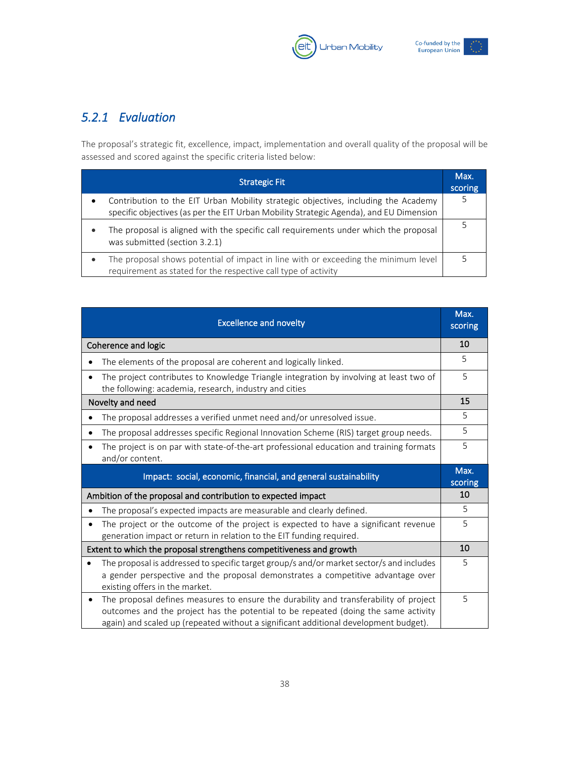### 5.2.1 Evaluation

The proposal's strategic fit, excellence, impact, implementation and overall quality of the proposal will be assessed and scored against the specific criteria listed below:

| Strategic Fit | Max. scoring |
|---|---|
| • Contribution to the EIT Urban Mobility strategic objectives, including the Academy specific objectives (as per the EIT Urban Mobility Strategic Agenda), and EU Dimension | 5 |
| • The proposal is aligned with the specific call requirements under which the proposal was submitted (section 3.2.1) | 5 |
| • The proposal shows potential of impact in line with or exceeding the minimum level requirement as stated for the respective call type of activity | 5 |

| Excellence and novelty | Max. scoring |
|---|---|
| Coherence and logic | 10 |
| • The elements of the proposal are coherent and logically linked. | 5 |
| • The project contributes to Knowledge Triangle integration by involving at least two of the following: academia, research, industry and cities | 5 |
| Novelty and need | 15 |
| • The proposal addresses a verified unmet need and/or unresolved issue. | 5 |
| • The proposal addresses specific Regional Innovation Scheme (RIS) target group needs. | 5 |
| • The project is on par with state-of-the-art professional education and training formats and/or content. | 5 |
| **Impact: social, economic, financial, and general sustainability** | **Max. scoring** |
| Ambition of the proposal and contribution to expected impact | 10 |
| • The proposal's expected impacts are measurable and clearly defined. | 5 |
| • The project or the outcome of the project is expected to have a significant revenue generation impact or return in relation to the EIT funding required. | 5 |
| Extent to which the proposal strengthens competitiveness and growth | 10 |
| • The proposal is addressed to specific target group/s and/or market sector/s and includes a gender perspective and the proposal demonstrates a competitive advantage over existing offers in the market. | 5 |
| • The proposal defines measures to ensure the durability and transferability of project outcomes and the project has the potential to be repeated (doing the same activity again) and scaled up (repeated without a significant additional development budget). | 5 |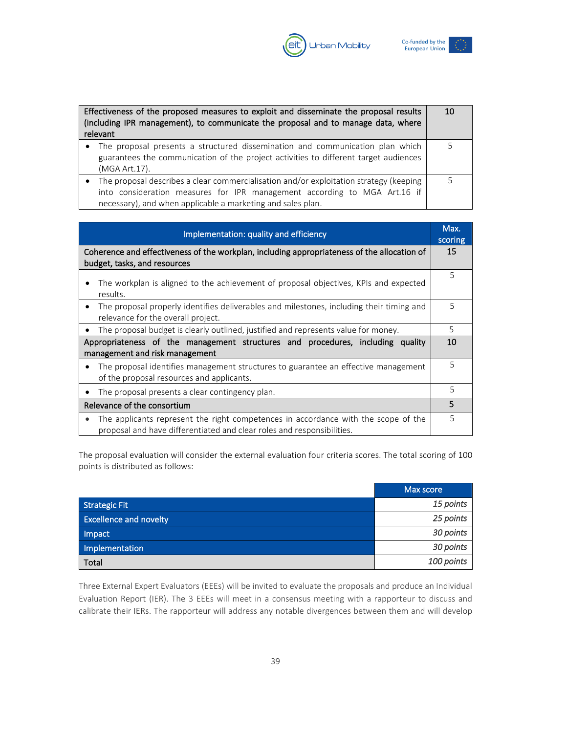| Effectiveness of the proposed measures to exploit and disseminate the proposal results (including IPR management), to communicate the proposal and to manage data, where relevant | 10 |
|---|---|
| • The proposal presents a structured dissemination and communication plan which guarantees the communication of the project activities to different target audiences (MGA Art.17). | 5 |
| • The proposal describes a clear commercialisation and/or exploitation strategy (keeping into consideration measures for IPR management according to MGA Art.16 if necessary), and when applicable a marketing and sales plan. | 5 |

| Implementation: quality and efficiency | Max. scoring |
|---|---|
| **Coherence and effectiveness of the workplan, including appropriateness of the allocation of budget, tasks, and resources** | **15** |
| • The workplan is aligned to the achievement of proposal objectives, KPIs and expected results. | 5 |
| • The proposal properly identifies deliverables and milestones, including their timing and relevance for the overall project. | 5 |
| • The proposal budget is clearly outlined, justified and represents value for money. | 5 |
| **Appropriateness of the management structures and procedures, including quality management and risk management** | **10** |
| • The proposal identifies management structures to guarantee an effective management of the proposal resources and applicants. | 5 |
| • The proposal presents a clear contingency plan. | 5 |
| **Relevance of the consortium** | **5** |
| • The applicants represent the right competences in accordance with the scope of the proposal and have differentiated and clear roles and responsibilities. | 5 |

The proposal evaluation will consider the external evaluation four criteria scores. The total scoring of 100 points is distributed as follows:

| | Max score |
|---|---|
| Strategic Fit | *15 points* |
| Excellence and novelty | *25 points* |
| Impact | *30 points* |
| Implementation | *30 points* |
| Total | *100 points* |

Three External Expert Evaluators (EEEs) will be invited to evaluate the proposals and produce an Individual Evaluation Report (IER). The 3 EEEs will meet in a consensus meeting with a rapporteur to discuss and calibrate their IERs. The rapporteur will address any notable divergences between them and will develop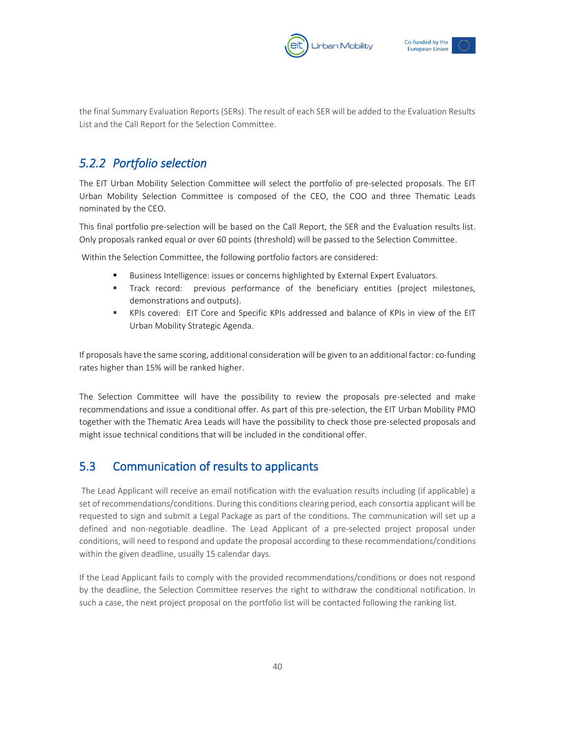the final Summary Evaluation Reports (SERs). The result of each SER will be added to the Evaluation Results List and the Call Report for the Selection Committee.

### *5.2.2 Portfolio selection*

The EIT Urban Mobility Selection Committee will select the portfolio of pre-selected proposals. The EIT Urban Mobility Selection Committee is composed of the CEO, the COO and three Thematic Leads nominated by the CEO.

This final portfolio pre-selection will be based on the Call Report, the SER and the Evaluation results list. Only proposals ranked equal or over 60 points (threshold) will be passed to the Selection Committee.

Within the Selection Committee, the following portfolio factors are considered:

- Business Intelligence: issues or concerns highlighted by External Expert Evaluators.
- Track record: previous performance of the beneficiary entities (project milestones, demonstrations and outputs).
- KPIs covered: EIT Core and Specific KPIs addressed and balance of KPIs in view of the EIT Urban Mobility Strategic Agenda.

If proposals have the same scoring, additional consideration will be given to an additional factor: co-funding rates higher than 15% will be ranked higher.

The Selection Committee will have the possibility to review the proposals pre-selected and make recommendations and issue a conditional offer. As part of this pre-selection, the EIT Urban Mobility PMO together with the Thematic Area Leads will have the possibility to check those pre-selected proposals and might issue technical conditions that will be included in the conditional offer.

## 5.3 Communication of results to applicants

The Lead Applicant will receive an email notification with the evaluation results including (if applicable) a set of recommendations/conditions. During this conditions clearing period, each consortia applicant will be requested to sign and submit a Legal Package as part of the conditions. The communication will set up a defined and non-negotiable deadline. The Lead Applicant of a pre-selected project proposal under conditions, will need to respond and update the proposal according to these recommendations/conditions within the given deadline, usually 15 calendar days.

If the Lead Applicant fails to comply with the provided recommendations/conditions or does not respond by the deadline, the Selection Committee reserves the right to withdraw the conditional notification. In such a case, the next project proposal on the portfolio list will be contacted following the ranking list.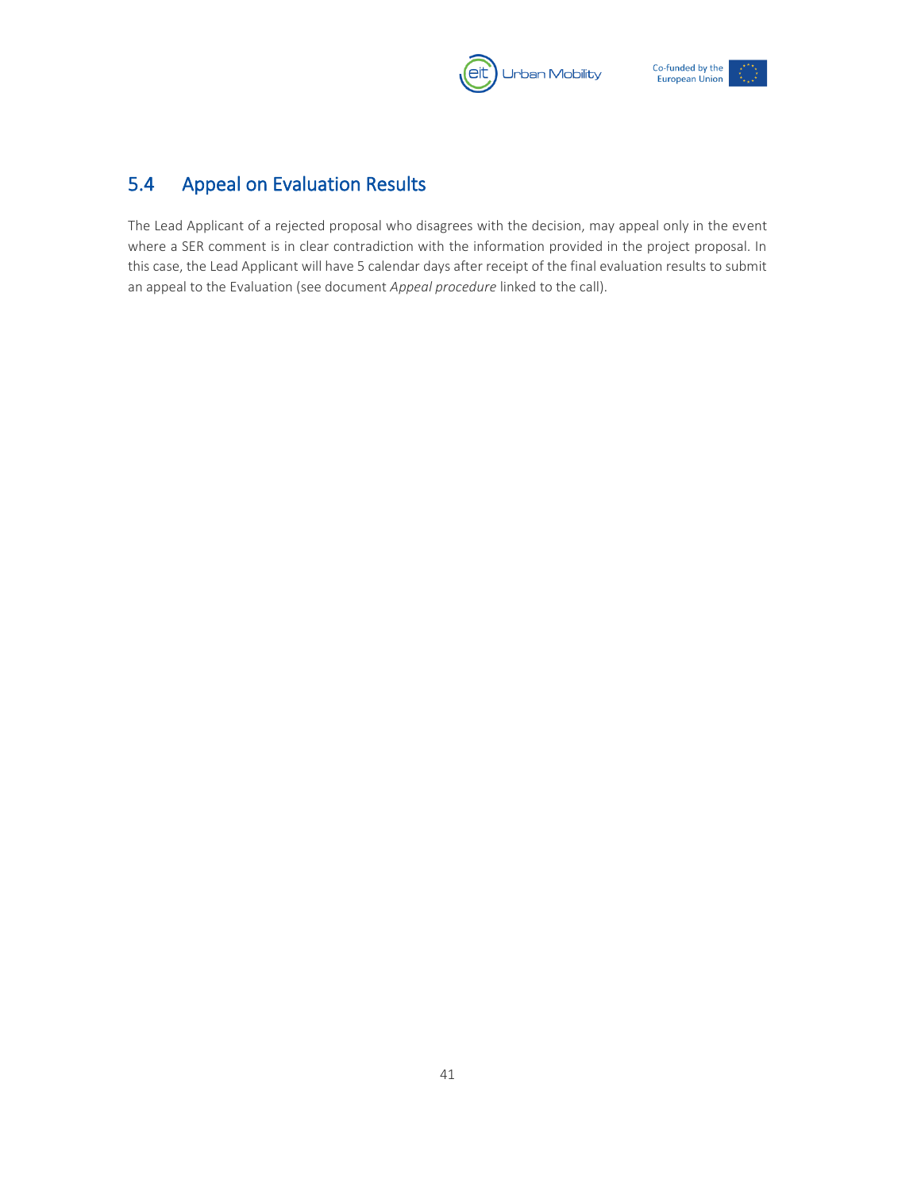## 5.4 Appeal on Evaluation Results

The Lead Applicant of a rejected proposal who disagrees with the decision, may appeal only in the event where a SER comment is in clear contradiction with the information provided in the project proposal. In this case, the Lead Applicant will have 5 calendar days after receipt of the final evaluation results to submit an appeal to the Evaluation (see document *Appeal procedure* linked to the call).